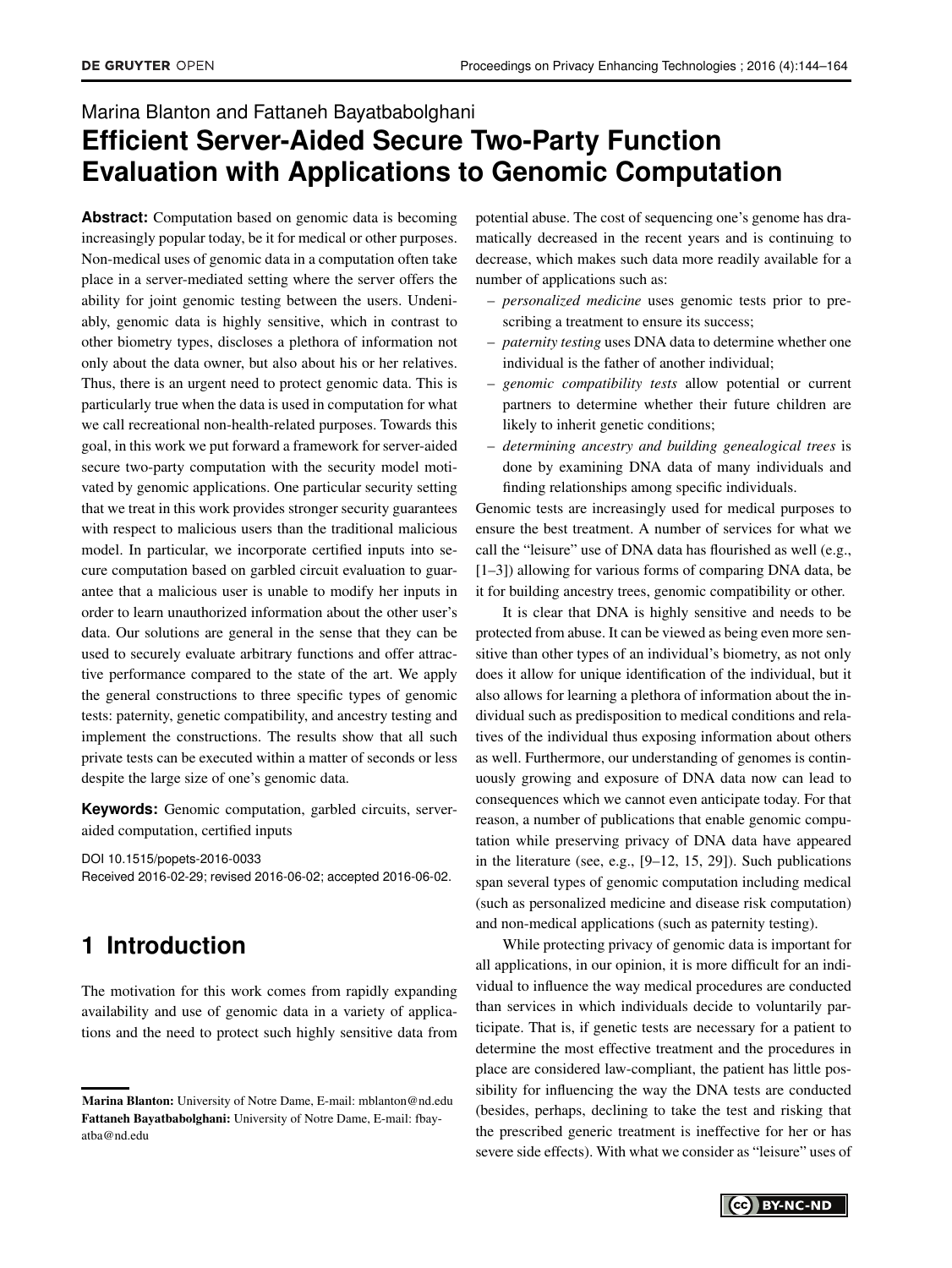Marina Blanton and Fattaneh Bayatbabolghani

# Efficient Server-Aided Secure Two-Party Function Evaluation with Applications to Genomic Computation

**Abstract:** Computation based on genomic data is becoming increasingly popular today, be it for medical or other purposes. Non-medical uses of genomic data in a computation often take place in a server-mediated setting where the server offers the ability for joint genomic testing between the users. Undeniably, genomic data is highly sensitive, which in contrast to other biometry types, discloses a plethora of information not only about the data owner, but also about his or her relatives. Thus, there is an urgent need to protect genomic data. This is particularly true when the data is used in computation for what we call recreational non-health-related purposes. Towards this goal, in this work we put forward a framework for server-aided secure two-party computation with the security model motivated by genomic applications. One particular security setting that we treat in this work provides stronger security guarantees with respect to malicious users than the traditional malicious model. In particular, we incorporate certified inputs into secure computation based on garbled circuit evaluation to guarantee that a malicious user is unable to modify her inputs in order to learn unauthorized information about the other user's data. Our solutions are general in the sense that they can be used to securely evaluate arbitrary functions and offer attractive performance compared to the state of the art. We apply the general constructions to three specific types of genomic tests: paternity, genetic compatibility, and ancestry testing and implement the constructions. The results show that all such private tests can be executed within a matter of seconds or less despite the large size of one's genomic data.

**Keywords:** Genomic computation, garbled circuits, server-aided computation, certified inputs

DOI 10.1515/popets-2016-0033
Received 2016-02-29; revised 2016-06-02; accepted 2016-06-02.

## 1 Introduction

The motivation for this work comes from rapidly expanding availability and use of genomic data in a variety of applications and the need to protect such highly sensitive data from potential abuse. The cost of sequencing one's genome has dramatically decreased in the recent years and is continuing to decrease, which makes such data more readily available for a number of applications such as:

- *personalized medicine* uses genomic tests prior to prescribing a treatment to ensure its success;
- *paternity testing* uses DNA data to determine whether one individual is the father of another individual;
- *genomic compatibility tests* allow potential or current partners to determine whether their future children are likely to inherit genetic conditions;
- *determining ancestry and building genealogical trees* is done by examining DNA data of many individuals and finding relationships among specific individuals.

Genomic tests are increasingly used for medical purposes to ensure the best treatment. A number of services for what we call the "leisure" use of DNA data has flourished as well (e.g., [1–3]) allowing for various forms of comparing DNA data, be it for building ancestry trees, genomic compatibility or other.

It is clear that DNA is highly sensitive and needs to be protected from abuse. It can be viewed as being even more sensitive than other types of an individual's biometry, as not only does it allow for unique identification of the individual, but it also allows for learning a plethora of information about the individual such as predisposition to medical conditions and relatives of the individual thus exposing information about others as well. Furthermore, our understanding of genomes is continuously growing and exposure of DNA data now can lead to consequences which we cannot even anticipate today. For that reason, a number of publications that enable genomic computation while preserving privacy of DNA data have appeared in the literature (see, e.g., [9–12, 15, 29]). Such publications span several types of genomic computation including medical (such as personalized medicine and disease risk computation) and non-medical applications (such as paternity testing).

While protecting privacy of genomic data is important for all applications, in our opinion, it is more difficult for an individual to influence the way medical procedures are conducted than services in which individuals decide to voluntarily participate. That is, if genetic tests are necessary for a patient to determine the most effective treatment and the procedures in place are considered law-compliant, the patient has little possibility for influencing the way the DNA tests are conducted (besides, perhaps, declining to take the test and risking that the prescribed generic treatment is ineffective for her or has severe side effects). With what we consider as "leisure" uses of

---

**Marina Blanton:** University of Notre Dame, E-mail: mblanton@nd.edu
**Fattaneh Bayatbabolghani:** University of Notre Dame, E-mail: fbayatba@nd.edu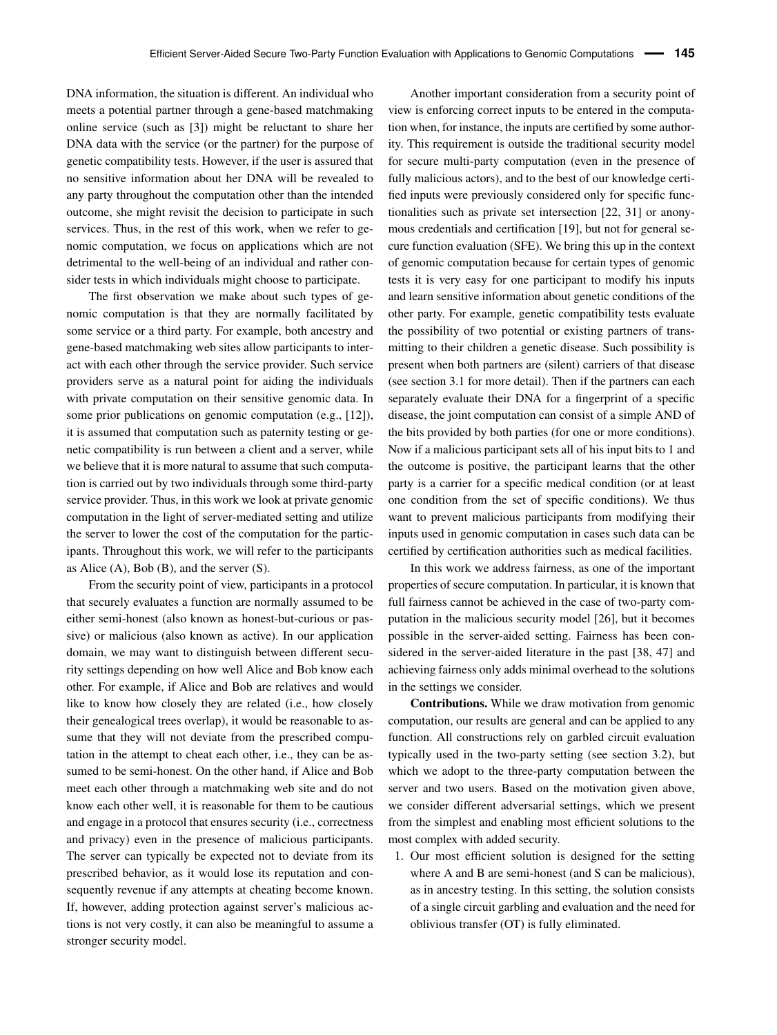DNA information, the situation is different. An individual who meets a potential partner through a gene-based matchmaking online service (such as [3]) might be reluctant to share her DNA data with the service (or the partner) for the purpose of genetic compatibility tests. However, if the user is assured that no sensitive information about her DNA will be revealed to any party throughout the computation other than the intended outcome, she might revisit the decision to participate in such services. Thus, in the rest of this work, when we refer to genomic computation, we focus on applications which are not detrimental to the well-being of an individual and rather consider tests in which individuals might choose to participate.

The first observation we make about such types of genomic computation is that they are normally facilitated by some service or a third party. For example, both ancestry and gene-based matchmaking web sites allow participants to interact with each other through the service provider. Such service providers serve as a natural point for aiding the individuals with private computation on their sensitive genomic data. In some prior publications on genomic computation (e.g., [12]), it is assumed that computation such as paternity testing or genetic compatibility is run between a client and a server, while we believe that it is more natural to assume that such computation is carried out by two individuals through some third-party service provider. Thus, in this work we look at private genomic computation in the light of server-mediated setting and utilize the server to lower the cost of the computation for the participants. Throughout this work, we will refer to the participants as Alice (A), Bob (B), and the server (S).

From the security point of view, participants in a protocol that securely evaluates a function are normally assumed to be either semi-honest (also known as honest-but-curious or passive) or malicious (also known as active). In our application domain, we may want to distinguish between different security settings depending on how well Alice and Bob know each other. For example, if Alice and Bob are relatives and would like to know how closely they are related (i.e., how closely their genealogical trees overlap), it would be reasonable to assume that they will not deviate from the prescribed computation in the attempt to cheat each other, i.e., they can be assumed to be semi-honest. On the other hand, if Alice and Bob meet each other through a matchmaking web site and do not know each other well, it is reasonable for them to be cautious and engage in a protocol that ensures security (i.e., correctness and privacy) even in the presence of malicious participants. The server can typically be expected not to deviate from its prescribed behavior, as it would lose its reputation and consequently revenue if any attempts at cheating become known. If, however, adding protection against server's malicious actions is not very costly, it can also be meaningful to assume a stronger security model.

Another important consideration from a security point of view is enforcing correct inputs to be entered in the computation when, for instance, the inputs are certified by some authority. This requirement is outside the traditional security model for secure multi-party computation (even in the presence of fully malicious actors), and to the best of our knowledge certified inputs were previously considered only for specific functionalities such as private set intersection [22, 31] or anonymous credentials and certification [19], but not for general secure function evaluation (SFE). We bring this up in the context of genomic computation because for certain types of genomic tests it is very easy for one participant to modify his inputs and learn sensitive information about genetic conditions of the other party. For example, genetic compatibility tests evaluate the possibility of two potential or existing partners of transmitting to their children a genetic disease. Such possibility is present when both partners are (silent) carriers of that disease (see section 3.1 for more detail). Then if the partners can each separately evaluate their DNA for a fingerprint of a specific disease, the joint computation can consist of a simple AND of the bits provided by both parties (for one or more conditions). Now if a malicious participant sets all of his input bits to 1 and the outcome is positive, the participant learns that the other party is a carrier for a specific medical condition (or at least one condition from the set of specific conditions). We thus want to prevent malicious participants from modifying their inputs used in genomic computation in cases such data can be certified by certification authorities such as medical facilities.

In this work we address fairness, as one of the important properties of secure computation. In particular, it is known that full fairness cannot be achieved in the case of two-party computation in the malicious security model [26], but it becomes possible in the server-aided setting. Fairness has been considered in the server-aided literature in the past [38, 47] and achieving fairness only adds minimal overhead to the solutions in the settings we consider.

**Contributions.** While we draw motivation from genomic computation, our results are general and can be applied to any function. All constructions rely on garbled circuit evaluation typically used in the two-party setting (see section 3.2), but which we adopt to the three-party computation between the server and two users. Based on the motivation given above, we consider different adversarial settings, which we present from the simplest and enabling most efficient solutions to the most complex with added security.

1. Our most efficient solution is designed for the setting where A and B are semi-honest (and S can be malicious), as in ancestry testing. In this setting, the solution consists of a single circuit garbling and evaluation and the need for oblivious transfer (OT) is fully eliminated.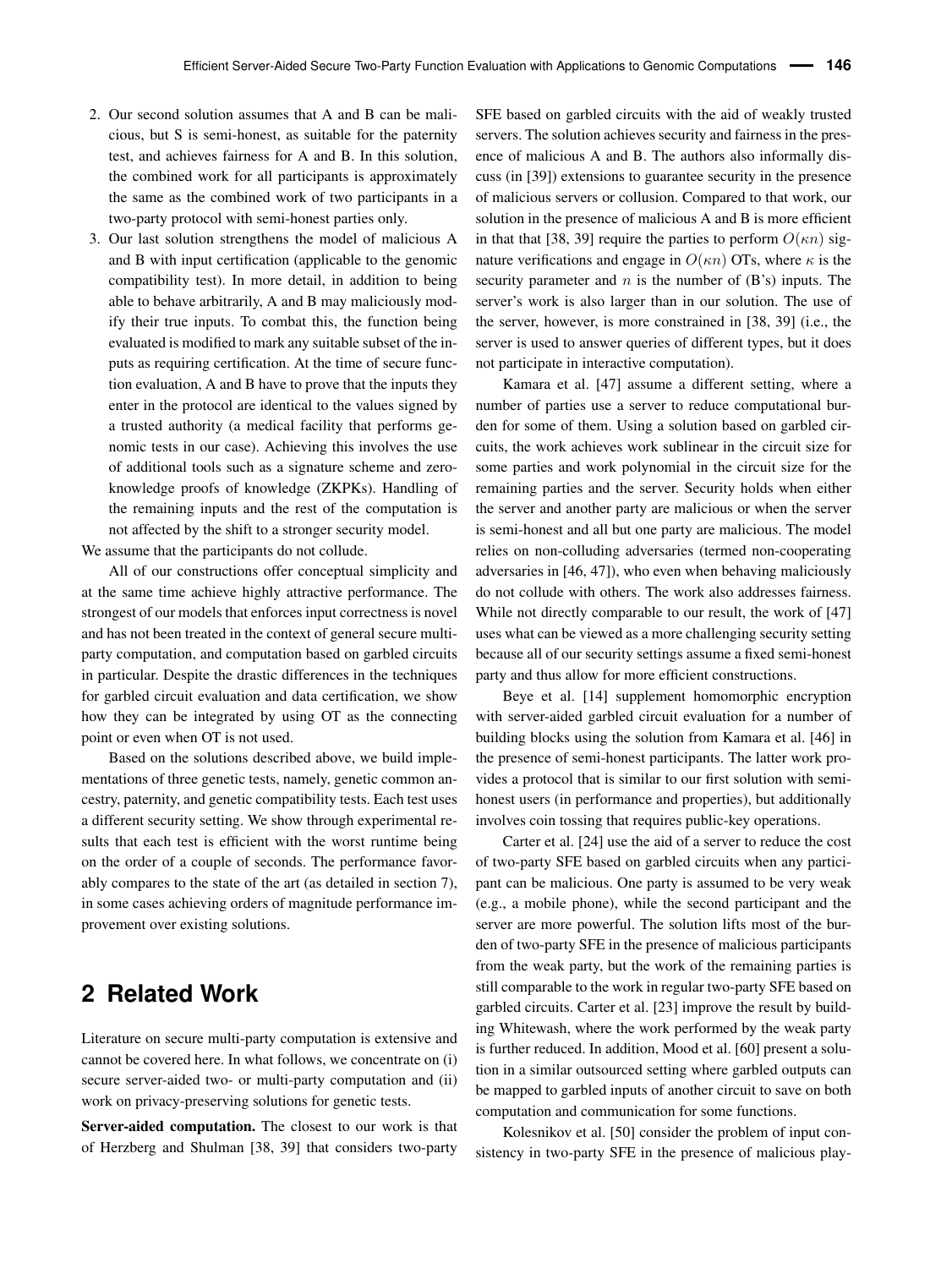2. Our second solution assumes that A and B can be malicious, but S is semi-honest, as suitable for the paternity test, and achieves fairness for A and B. In this solution, the combined work for all participants is approximately the same as the combined work of two participants in a two-party protocol with semi-honest parties only.
3. Our last solution strengthens the model of malicious A and B with input certification (applicable to the genomic compatibility test). In more detail, in addition to being able to behave arbitrarily, A and B may maliciously modify their true inputs. To combat this, the function being evaluated is modified to mark any suitable subset of the inputs as requiring certification. At the time of secure function evaluation, A and B have to prove that the inputs they enter in the protocol are identical to the values signed by a trusted authority (a medical facility that performs genomic tests in our case). Achieving this involves the use of additional tools such as a signature scheme and zero-knowledge proofs of knowledge (ZKPKs). Handling of the remaining inputs and the rest of the computation is not affected by the shift to a stronger security model.

We assume that the participants do not collude.

All of our constructions offer conceptual simplicity and at the same time achieve highly attractive performance. The strongest of our models that enforces input correctness is novel and has not been treated in the context of general secure multi-party computation, and computation based on garbled circuits in particular. Despite the drastic differences in the techniques for garbled circuit evaluation and data certification, we show how they can be integrated by using OT as the connecting point or even when OT is not used.

Based on the solutions described above, we build implementations of three genetic tests, namely, genetic common ancestry, paternity, and genetic compatibility tests. Each test uses a different security setting. We show through experimental results that each test is efficient with the worst runtime being on the order of a couple of seconds. The performance favorably compares to the state of the art (as detailed in section 7), in some cases achieving orders of magnitude performance improvement over existing solutions.

## 2 Related Work

Literature on secure multi-party computation is extensive and cannot be covered here. In what follows, we concentrate on (i) secure server-aided two- or multi-party computation and (ii) work on privacy-preserving solutions for genetic tests.

**Server-aided computation.** The closest to our work is that of Herzberg and Shulman [38, 39] that considers two-party SFE based on garbled circuits with the aid of weakly trusted servers. The solution achieves security and fairness in the presence of malicious A and B. The authors also informally discuss (in [39]) extensions to guarantee security in the presence of malicious servers or collusion. Compared to that work, our solution in the presence of malicious A and B is more efficient in that that [38, 39] require the parties to perform $O(\kappa n)$ signature verifications and engage in $O(\kappa n)$ OTs, where $\kappa$ is the security parameter and $n$ is the number of (B's) inputs. The server's work is also larger than in our solution. The use of the server, however, is more constrained in [38, 39] (i.e., the server is used to answer queries of different types, but it does not participate in interactive computation).

Kamara et al. [47] assume a different setting, where a number of parties use a server to reduce computational burden for some of them. Using a solution based on garbled circuits, the work achieves work sublinear in the circuit size for some parties and work polynomial in the circuit size for the remaining parties and the server. Security holds when either the server and another party are malicious or when the server is semi-honest and all but one party are malicious. The model relies on non-colluding adversaries (termed non-cooperating adversaries in [46, 47]), who even when behaving maliciously do not collude with others. The work also addresses fairness. While not directly comparable to our result, the work of [47] uses what can be viewed as a more challenging security setting because all of our security settings assume a fixed semi-honest party and thus allow for more efficient constructions.

Beye et al. [14] supplement homomorphic encryption with server-aided garbled circuit evaluation for a number of building blocks using the solution from Kamara et al. [46] in the presence of semi-honest participants. The latter work provides a protocol that is similar to our first solution with semi-honest users (in performance and properties), but additionally involves coin tossing that requires public-key operations.

Carter et al. [24] use the aid of a server to reduce the cost of two-party SFE based on garbled circuits when any participant can be malicious. One party is assumed to be very weak (e.g., a mobile phone), while the second participant and the server are more powerful. The solution lifts most of the burden of two-party SFE in the presence of malicious participants from the weak party, but the work of the remaining parties is still comparable to the work in regular two-party SFE based on garbled circuits. Carter et al. [23] improve the result by building Whitewash, where the work performed by the weak party is further reduced. In addition, Mood et al. [60] present a solution in a similar outsourced setting where garbled outputs can be mapped to garbled inputs of another circuit to save on both computation and communication for some functions.

Kolesnikov et al. [50] consider the problem of input consistency in two-party SFE in the presence of malicious play-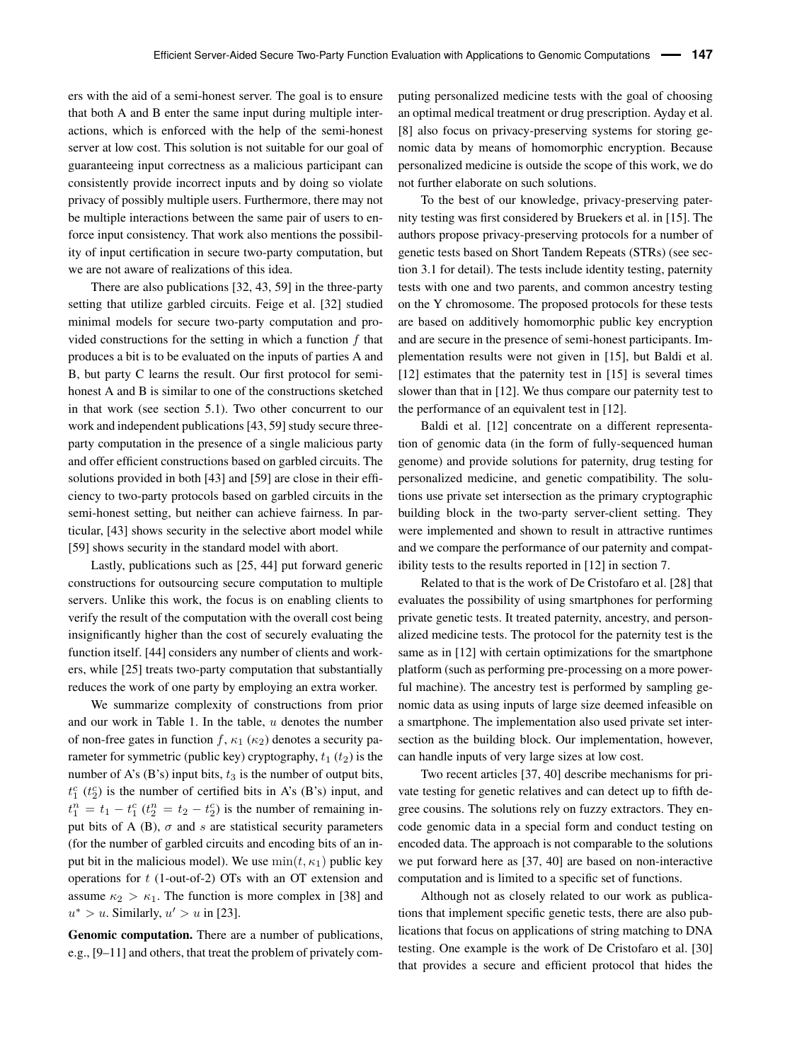ers with the aid of a semi-honest server. The goal is to ensure that both A and B enter the same input during multiple interactions, which is enforced with the help of the semi-honest server at low cost. This solution is not suitable for our goal of guaranteeing input correctness as a malicious participant can consistently provide incorrect inputs and by doing so violate privacy of possibly multiple users. Furthermore, there may not be multiple interactions between the same pair of users to enforce input consistency. That work also mentions the possibility of input certification in secure two-party computation, but we are not aware of realizations of this idea.

There are also publications [32, 43, 59] in the three-party setting that utilize garbled circuits. Feige et al. [32] studied minimal models for secure two-party computation and provided constructions for the setting in which a function $f$ that produces a bit is to be evaluated on the inputs of parties A and B, but party C learns the result. Our first protocol for semi-honest A and B is similar to one of the constructions sketched in that work (see section 5.1). Two other concurrent to our work and independent publications [43, 59] study secure three-party computation in the presence of a single malicious party and offer efficient constructions based on garbled circuits. The solutions provided in both [43] and [59] are close in their efficiency to two-party protocols based on garbled circuits in the semi-honest setting, but neither can achieve fairness. In particular, [43] shows security in the selective abort model while [59] shows security in the standard model with abort.

Lastly, publications such as [25, 44] put forward generic constructions for outsourcing secure computation to multiple servers. Unlike this work, the focus is on enabling clients to verify the result of the computation with the overall cost being insignificantly higher than the cost of securely evaluating the function itself. [44] considers any number of clients and workers, while [25] treats two-party computation that substantially reduces the work of one party by employing an extra worker.

We summarize complexity of constructions from prior and our work in Table 1. In the table, $u$ denotes the number of non-free gates in function $f$, $\kappa_1$ ($\kappa_2$) denotes a security parameter for symmetric (public key) cryptography, $t_1$ ($t_2$) is the number of A's (B's) input bits, $t_3$ is the number of output bits, $t_1^c$ ($t_2^c$) is the number of certified bits in A's (B's) input, and $t_1^n = t_1 - t_1^c$ ($t_2^n = t_2 - t_2^c$) is the number of remaining input bits of A (B), $\sigma$ and $s$ are statistical security parameters (for the number of garbled circuits and encoding bits of an input bit in the malicious model). We use $\min(t, \kappa_1)$ public key operations for $t$ (1-out-of-2) OTs with an OT extension and assume $\kappa_2 > \kappa_1$. The function is more complex in [38] and $u^* > u$. Similarly, $u' > u$ in [23].

**Genomic computation.** There are a number of publications, e.g., [9–11] and others, that treat the problem of privately computing personalized medicine tests with the goal of choosing an optimal medical treatment or drug prescription. Ayday et al. [8] also focus on privacy-preserving systems for storing genomic data by means of homomorphic encryption. Because personalized medicine is outside the scope of this work, we do not further elaborate on such solutions.

To the best of our knowledge, privacy-preserving paternity testing was first considered by Bruekers et al. in [15]. The authors propose privacy-preserving protocols for a number of genetic tests based on Short Tandem Repeats (STRs) (see section 3.1 for detail). The tests include identity testing, paternity tests with one and two parents, and common ancestry testing on the Y chromosome. The proposed protocols for these tests are based on additively homomorphic public key encryption and are secure in the presence of semi-honest participants. Implementation results were not given in [15], but Baldi et al. [12] estimates that the paternity test in [15] is several times slower than that in [12]. We thus compare our paternity test to the performance of an equivalent test in [12].

Baldi et al. [12] concentrate on a different representation of genomic data (in the form of fully-sequenced human genome) and provide solutions for paternity, drug testing for personalized medicine, and genetic compatibility. The solutions use private set intersection as the primary cryptographic building block in the two-party server-client setting. They were implemented and shown to result in attractive runtimes and we compare the performance of our paternity and compatibility tests to the results reported in [12] in section 7.

Related to that is the work of De Cristofaro et al. [28] that evaluates the possibility of using smartphones for performing private genetic tests. It treated paternity, ancestry, and personalized medicine tests. The protocol for the paternity test is the same as in [12] with certain optimizations for the smartphone platform (such as performing pre-processing on a more powerful machine). The ancestry test is performed by sampling genomic data as using inputs of large size deemed infeasible on a smartphone. The implementation also used private set intersection as the building block. Our implementation, however, can handle inputs of very large sizes at low cost.

Two recent articles [37, 40] describe mechanisms for private testing for genetic relatives and can detect up to fifth degree cousins. The solutions rely on fuzzy extractors. They encode genomic data in a special form and conduct testing on encoded data. The approach is not comparable to the solutions we put forward here as [37, 40] are based on non-interactive computation and is limited to a specific set of functions.

Although not as closely related to our work as publications that implement specific genetic tests, there are also publications that focus on applications of string matching to DNA testing. One example is the work of De Cristofaro et al. [30] that provides a secure and efficient protocol that hides the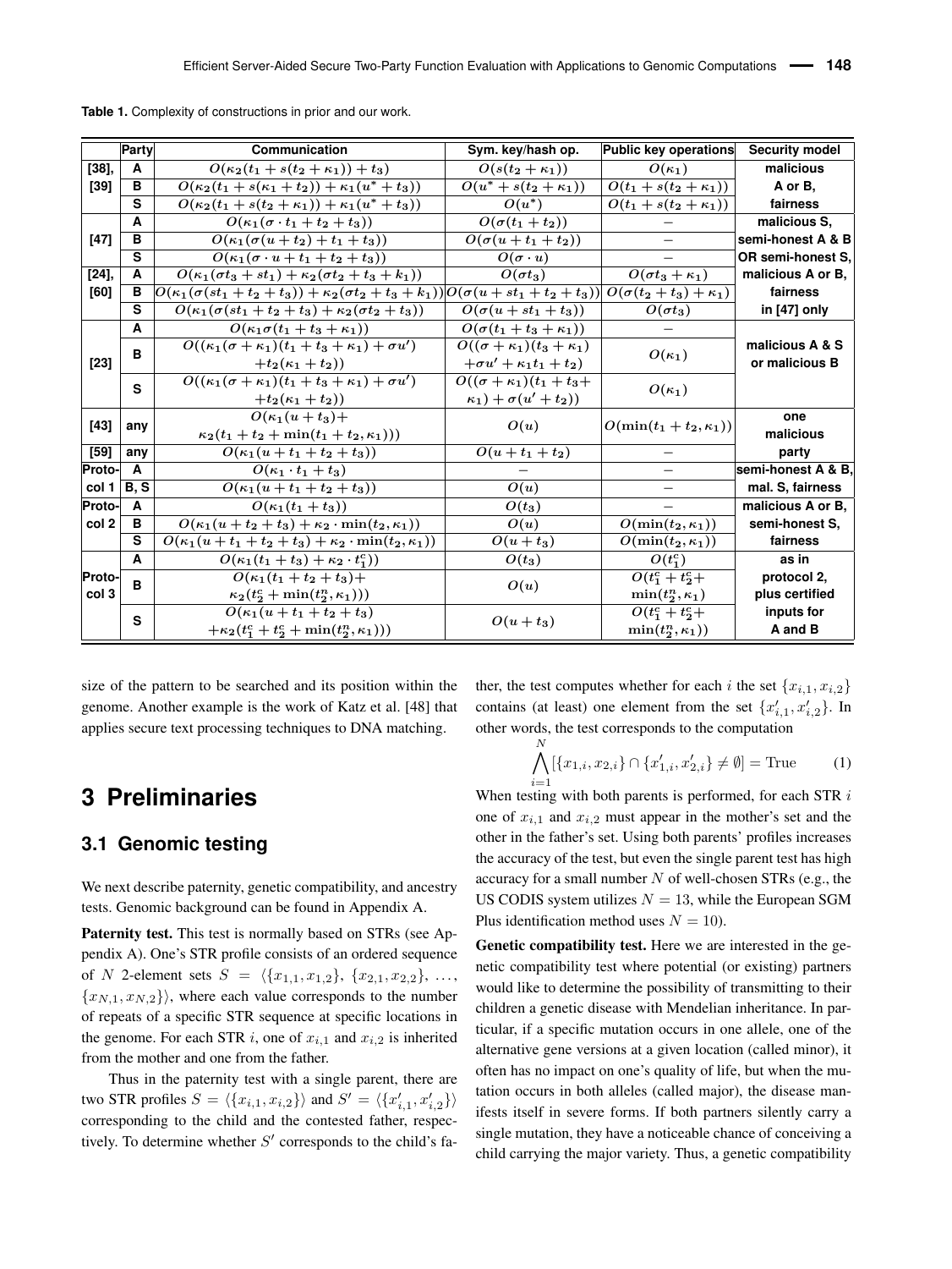**Table 1.** Complexity of constructions in prior and our work.

| | Party | Communication | Sym. key/hash op. | Public key operations | Security model |
|---|---|---|---|---|---|
| [38], | A | $O(\kappa_2(t_1 + s(t_2 + \kappa_1)) + t_3)$ | $O(s(t_2 + \kappa_1))$ | $O(\kappa_1)$ | malicious |
| [39] | B | $O(\kappa_2(t_1 + s(\kappa_1 + t_2)) + \kappa_1(u^* + t_3))$ | $O(u^* + s(t_2 + \kappa_1))$ | $O(t_1 + s(t_2 + \kappa_1))$ | A or B, |
| | S | $O(\kappa_2(t_1 + s(t_2 + \kappa_1)) + \kappa_1(u^* + t_3))$ | $O(u^*)$ | $O(t_1 + s(t_2 + \kappa_1))$ | fairness |
| | A | $O(\kappa_1(\sigma \cdot t_1 + t_2 + t_3))$ | $O(\sigma(t_1 + t_2))$ | $-$ | malicious S, |
| [47] | B | $O(\kappa_1(\sigma(u + t_2) + t_1 + t_3))$ | $O(\sigma(u + t_1 + t_2))$ | $-$ | semi-honest A & B |
| | S | $O(\kappa_1(\sigma \cdot u + t_1 + t_2 + t_3))$ | $O(\sigma \cdot u)$ | $-$ | OR semi-honest S, |
| [24], | A | $O(\kappa_1(\sigma t_3 + s t_1) + \kappa_2(\sigma t_2 + t_3 + k_1))$ | $O(\sigma t_3)$ | $O(\sigma t_3 + \kappa_1)$ | malicious A or B, |
| [60] | B | $O(\kappa_1(\sigma(s t_1 + t_2 + t_3)) + \kappa_2(\sigma t_2 + t_3 + k_1))$ | $O(\sigma(u + s t_1 + t_2 + t_3))$ | $O(\sigma(t_2 + t_3) + \kappa_1)$ | fairness |
| | S | $O(\kappa_1(\sigma(s t_1 + t_2 + t_3)) + \kappa_2(\sigma t_2 + t_3))$ | $O(\sigma(u + s t_1 + t_3))$ | $O(\sigma t_3)$ | in [47] only |
| | A | $O(\kappa_1 \sigma(t_1 + t_3 + \kappa_1))$ | $O(\sigma(t_1 + t_3 + \kappa_1))$ | $-$ | |
| [23] | B | $O((\kappa_1(\sigma + \kappa_1)(t_1 + t_3 + \kappa_1) + \sigma u' + t_2(\kappa_1 + t_2))$ | $O((\sigma + \kappa_1)(t_3 + \kappa_1) + \sigma u' + \kappa_1 t_1 + t_2)$ | $O(\kappa_1)$ | malicious A & S or malicious B |
| | S | $O((\kappa_1(\sigma + \kappa_1)(t_1 + t_3 + \kappa_1) + \sigma u' + t_2(\kappa_1 + t_2))$ | $O((\sigma + \kappa_1)(t_1 + t_3 + \kappa_1) + \sigma(u' + t_2))$ | $O(\kappa_1)$ | |
| [43] | any | $O(\kappa_1(u + t_3) + \kappa_2(t_1 + t_2 + \min(t_1 + t_2, \kappa_1)))$ | $O(u)$ | $O(\min(t_1 + t_2, \kappa_1))$ | one malicious |
| [59] | any | $O(\kappa_1(u + t_1 + t_2 + t_3))$ | $O(u + t_1 + t_2)$ | $-$ | party |
| Proto- | A | $O(\kappa_1 \cdot t_1 + t_3)$ | $-$ | $-$ | semi-honest A & B, |
| col 1 | B, S | $O(\kappa_1(u + t_1 + t_2 + t_3))$ | $O(u)$ | $-$ | mal. S, fairness |
| Proto- | A | $O(\kappa_1(t_1 + t_3))$ | $O(t_3)$ | $-$ | malicious A or B, |
| col 2 | B | $O(\kappa_1(u + t_2 + t_3) + \kappa_2 \cdot \min(t_2, \kappa_1))$ | $O(u)$ | $O(\min(t_2, \kappa_1))$ | semi-honest S, |
| | S | $O(\kappa_1(u + t_1 + t_2 + t_3) + \kappa_2 \cdot \min(t_2, \kappa_1))$ | $O(u + t_3)$ | $O(\min(t_2, \kappa_1))$ | fairness |
| | A | $O(\kappa_1(t_1 + t_3) + \kappa_2 \cdot t_1^c))$ | $O(t_3)$ | $O(t_1^c)$ | as in |
| Proto-col 3 | B | $O(\kappa_1(t_1 + t_2 + t_3) + \kappa_2(t_2^c + \min(t_2^n, \kappa_1)))$ | $O(u)$ | $O(t_1^c + t_2^c + \min(t_2^n, \kappa_1)$ | protocol 2, plus certified |
| | S | $O(\kappa_1(u + t_1 + t_2 + t_3) + \kappa_2(t_1^c + t_2^c + \min(t_2^n, \kappa_1)))$ | $O(u + t_3)$ | $O(t_1^c + t_2^c + \min(t_2^n, \kappa_1))$ | inputs for A and B |

size of the pattern to be searched and its position within the genome. Another example is the work of Katz et al. [48] that applies secure text processing techniques to DNA matching.

# 3 Preliminaries

## 3.1 Genomic testing

We next describe paternity, genetic compatibility, and ancestry tests. Genomic background can be found in Appendix A.

**Paternity test.** This test is normally based on STRs (see Appendix A). One's STR profile consists of an ordered sequence of $N$ 2-element sets $S = \langle \{x_{1,1}, x_{1,2}\}, \{x_{2,1}, x_{2,2}\}, \ldots, \{x_{N,1}, x_{N,2}\} \rangle$, where each value corresponds to the number of repeats of a specific STR sequence at specific locations in the genome. For each STR $i$, one of $x_{i,1}$ and $x_{i,2}$ is inherited from the mother and one from the father.

Thus in the paternity test with a single parent, there are two STR profiles $S = \langle \{x_{i,1}, x_{i,2}\} \rangle$ and $S' = \langle \{x'_{i,1}, x'_{i,2}\} \rangle$ corresponding to the child and the contested father, respectively. To determine whether $S'$ corresponds to the child's father, the test computes whether for each $i$ the set $\{x_{i,1}, x_{i,2}\}$ contains (at least) one element from the set $\{x'_{i,1}, x'_{i,2}\}$. In other words, the test corresponds to the computation

$$\bigwedge_{i=1}^{N} [\{x_{1,i}, x_{2,i}\} \cap \{x'_{1,i}, x'_{2,i}\} \neq \emptyset] = \text{True} \qquad (1)$$

When testing with both parents is performed, for each STR $i$ one of $x_{i,1}$ and $x_{i,2}$ must appear in the mother's set and the other in the father's set. Using both parents' profiles increases the accuracy of the test, but even the single parent test has high accuracy for a small number $N$ of well-chosen STRs (e.g., the US CODIS system utilizes $N = 13$, while the European SGM Plus identification method uses $N = 10$).

**Genetic compatibility test.** Here we are interested in the genetic compatibility test where potential (or existing) partners would like to determine the possibility of transmitting to their children a genetic disease with Mendelian inheritance. In particular, if a specific mutation occurs in one allele, one of the alternative gene versions at a given location (called minor), it often has no impact on one's quality of life, but when the mutation occurs in both alleles (called major), the disease manifests itself in severe forms. If both partners silently carry a single mutation, they have a noticeable chance of conceiving a child carrying the major variety. Thus, a genetic compatibility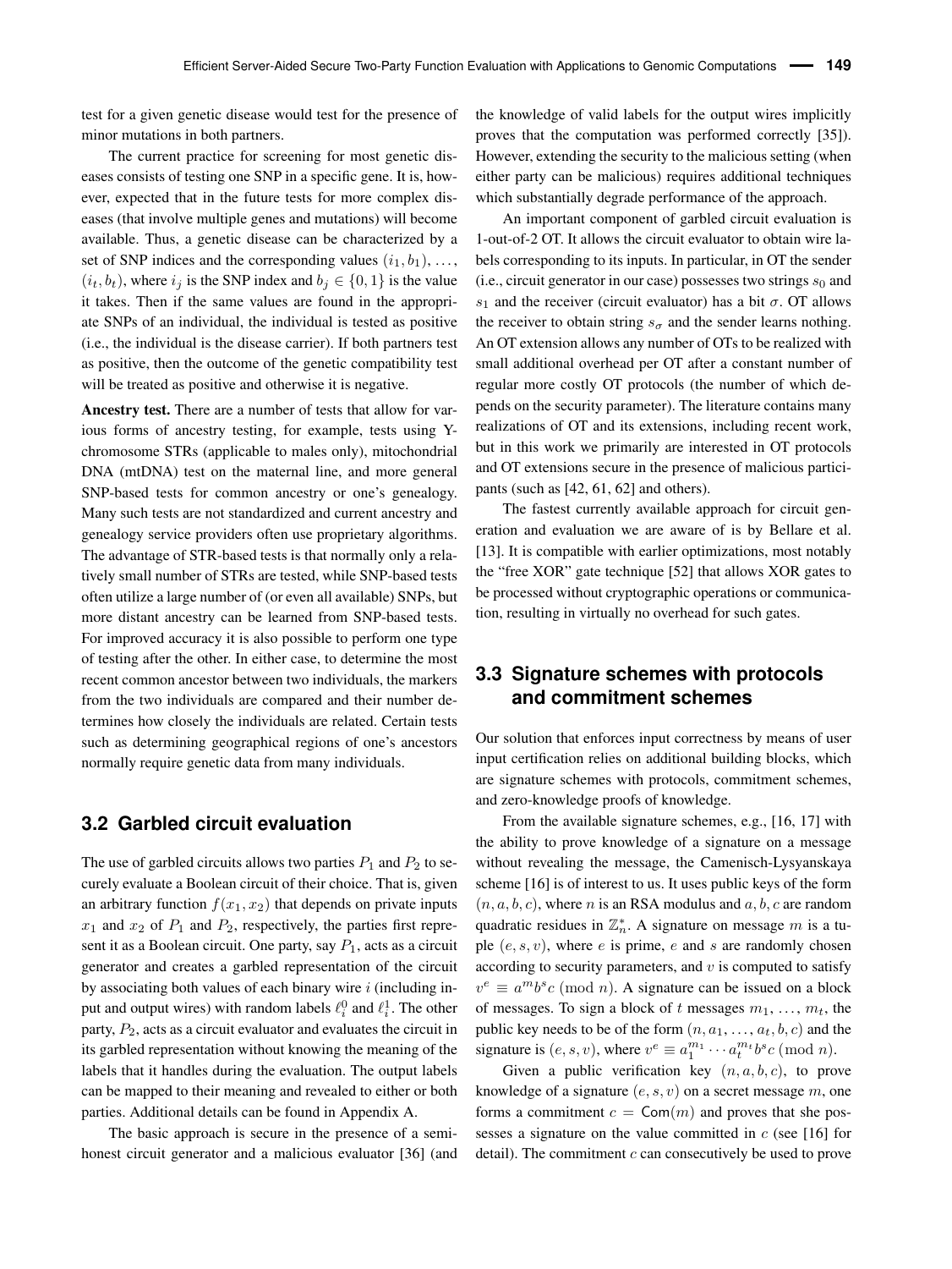test for a given genetic disease would test for the presence of minor mutations in both partners.

The current practice for screening for most genetic diseases consists of testing one SNP in a specific gene. It is, however, expected that in the future tests for more complex diseases (that involve multiple genes and mutations) will become available. Thus, a genetic disease can be characterized by a set of SNP indices and the corresponding values $(i_1, b_1), \ldots, (i_t, b_t)$, where $i_j$ is the SNP index and $b_j \in \{0, 1\}$ is the value it takes. Then if the same values are found in the appropriate SNPs of an individual, the individual is tested as positive (i.e., the individual is the disease carrier). If both partners test as positive, then the outcome of the genetic compatibility test will be treated as positive and otherwise it is negative.

**Ancestry test.** There are a number of tests that allow for various forms of ancestry testing, for example, tests using Y-chromosome STRs (applicable to males only), mitochondrial DNA (mtDNA) test on the maternal line, and more general SNP-based tests for common ancestry or one's genealogy. Many such tests are not standardized and current ancestry and genealogy service providers often use proprietary algorithms. The advantage of STR-based tests is that normally only a relatively small number of STRs are tested, while SNP-based tests often utilize a large number of (or even all available) SNPs, but more distant ancestry can be learned from SNP-based tests. For improved accuracy it is also possible to perform one type of testing after the other. In either case, to determine the most recent common ancestor between two individuals, the markers from the two individuals are compared and their number determines how closely the individuals are related. Certain tests such as determining geographical regions of one's ancestors normally require genetic data from many individuals.

## 3.2 Garbled circuit evaluation

The use of garbled circuits allows two parties $P_1$ and $P_2$ to securely evaluate a Boolean circuit of their choice. That is, given an arbitrary function $f(x_1, x_2)$ that depends on private inputs $x_1$ and $x_2$ of $P_1$ and $P_2$, respectively, the parties first represent it as a Boolean circuit. One party, say $P_1$, acts as a circuit generator and creates a garbled representation of the circuit by associating both values of each binary wire $i$ (including input and output wires) with random labels $\ell_i^0$ and $\ell_i^1$. The other party, $P_2$, acts as a circuit evaluator and evaluates the circuit in its garbled representation without knowing the meaning of the labels that it handles during the evaluation. The output labels can be mapped to their meaning and revealed to either or both parties. Additional details can be found in Appendix A.

The basic approach is secure in the presence of a semi-honest circuit generator and a malicious evaluator [36] (and the knowledge of valid labels for the output wires implicitly proves that the computation was performed correctly [35]). However, extending the security to the malicious setting (when either party can be malicious) requires additional techniques which substantially degrade performance of the approach.

An important component of garbled circuit evaluation is 1-out-of-2 OT. It allows the circuit evaluator to obtain wire labels corresponding to its inputs. In particular, in OT the sender (i.e., circuit generator in our case) possesses two strings $s_0$ and $s_1$ and the receiver (circuit evaluator) has a bit $\sigma$. OT allows the receiver to obtain string $s_\sigma$ and the sender learns nothing. An OT extension allows any number of OTs to be realized with small additional overhead per OT after a constant number of regular more costly OT protocols (the number of which depends on the security parameter). The literature contains many realizations of OT and its extensions, including recent work, but in this work we primarily are interested in OT protocols and OT extensions secure in the presence of malicious participants (such as [42, 61, 62] and others).

The fastest currently available approach for circuit generation and evaluation we are aware of is by Bellare et al. [13]. It is compatible with earlier optimizations, most notably the "free XOR" gate technique [52] that allows XOR gates to be processed without cryptographic operations or communication, resulting in virtually no overhead for such gates.

## 3.3 Signature schemes with protocols and commitment schemes

Our solution that enforces input correctness by means of user input certification relies on additional building blocks, which are signature schemes with protocols, commitment schemes, and zero-knowledge proofs of knowledge.

From the available signature schemes, e.g., [16, 17] with the ability to prove knowledge of a signature on a message without revealing the message, the Camenisch-Lysyanskaya scheme [16] is of interest to us. It uses public keys of the form $(n, a, b, c)$, where $n$ is an RSA modulus and $a, b, c$ are random quadratic residues in $\mathbb{Z}_n^*$. A signature on message $m$ is a tuple $(e, s, v)$, where $e$ is prime, $e$ and $s$ are randomly chosen according to security parameters, and $v$ is computed to satisfy $v^e \equiv a^m b^s c \pmod{n}$. A signature can be issued on a block of messages. To sign a block of $t$ messages $m_1, \ldots, m_t$, the public key needs to be of the form $(n, a_1, \ldots, a_t, b, c)$ and the signature is $(e, s, v)$, where $v^e \equiv a_1^{m_1} \cdots a_t^{m_t} b^s c \pmod{n}$.

Given a public verification key $(n, a, b, c)$, to prove knowledge of a signature $(e, s, v)$ on a secret message $m$, one forms a commitment $c = \mathsf{Com}(m)$ and proves that she possesses a signature on the value committed in $c$ (see [16] for detail). The commitment $c$ can consecutively be used to prove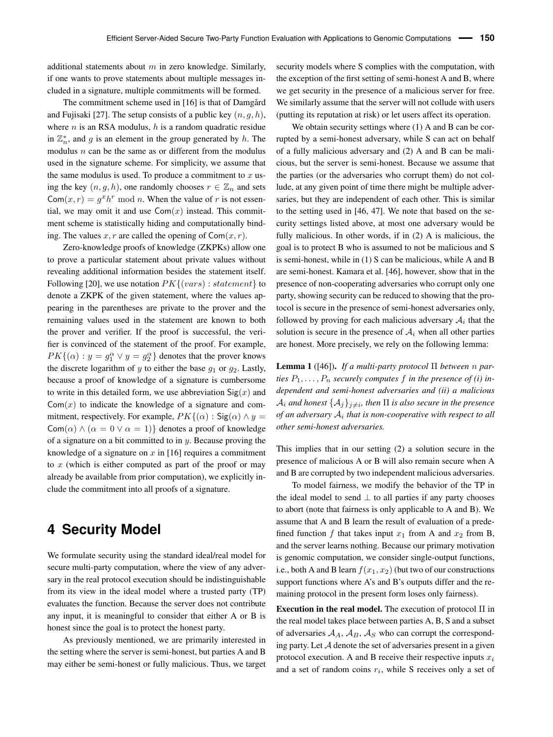additional statements about $m$ in zero knowledge. Similarly, if one wants to prove statements about multiple messages included in a signature, multiple commitments will be formed.

The commitment scheme used in [16] is that of Damgård and Fujisaki [27]. The setup consists of a public key $(n, g, h)$, where $n$ is an RSA modulus, $h$ is a random quadratic residue in $\mathbb{Z}_n^*$, and $g$ is an element in the group generated by $h$. The modulus $n$ can be the same as or different from the modulus used in the signature scheme. For simplicity, we assume that the same modulus is used. To produce a commitment to $x$ using the key $(n, g, h)$, one randomly chooses $r \in \mathbb{Z}_n$ and sets $\mathsf{Com}(x, r) = g^x h^r \bmod n$. When the value of $r$ is not essential, we may omit it and use $\mathsf{Com}(x)$ instead. This commitment scheme is statistically hiding and computationally binding. The values $x, r$ are called the opening of $\mathsf{Com}(x, r)$.

Zero-knowledge proofs of knowledge (ZKPKs) allow one to prove a particular statement about private values without revealing additional information besides the statement itself. Following [20], we use notation $PK\{(vars) : statement\}$ to denote a ZKPK of the given statement, where the values appearing in the parentheses are private to the prover and the remaining values used in the statement are known to both the prover and verifier. If the proof is successful, the verifier is convinced of the statement of the proof. For example, $PK\{(\alpha) : y = g_1^\alpha \vee y = g_2^\alpha\}$ denotes that the prover knows the discrete logarithm of $y$ to either the base $g_1$ or $g_2$. Lastly, because a proof of knowledge of a signature is cumbersome to write in this detailed form, we use abbreviation $\mathsf{Sig}(x)$ and $\mathsf{Com}(x)$ to indicate the knowledge of a signature and commitment, respectively. For example, $PK\{(\alpha) : \mathsf{Sig}(\alpha) \wedge y = \mathsf{Com}(\alpha) \wedge (\alpha = 0 \vee \alpha = 1)\}$ denotes a proof of knowledge of a signature on a bit committed to in $y$. Because proving the knowledge of a signature on $x$ in [16] requires a commitment to $x$ (which is either computed as part of the proof or may already be available from prior computation), we explicitly include the commitment into all proofs of a signature.

# 4 Security Model

We formulate security using the standard ideal/real model for secure multi-party computation, where the view of any adversary in the real protocol execution should be indistinguishable from its view in the ideal model where a trusted party (TP) evaluates the function. Because the server does not contribute any input, it is meaningful to consider that either A or B is honest since the goal is to protect the honest party.

As previously mentioned, we are primarily interested in the setting where the server is semi-honest, but parties A and B may either be semi-honest or fully malicious. Thus, we target security models where S complies with the computation, with the exception of the first setting of semi-honest A and B, where we get security in the presence of a malicious server for free. We similarly assume that the server will not collude with users (putting its reputation at risk) or let users affect its operation.

We obtain security settings where (1) A and B can be corrupted by a semi-honest adversary, while S can act on behalf of a fully malicious adversary and (2) A and B can be malicious, but the server is semi-honest. Because we assume that the parties (or the adversaries who corrupt them) do not collude, at any given point of time there might be multiple adversaries, but they are independent of each other. This is similar to the setting used in [46, 47]. We note that based on the security settings listed above, at most one adversary would be fully malicious. In other words, if in (2) A is malicious, the goal is to protect B who is assumed to not be malicious and S is semi-honest, while in (1) S can be malicious, while A and B are semi-honest. Kamara et al. [46], however, show that in the presence of non-cooperating adversaries who corrupt only one party, showing security can be reduced to showing that the protocol is secure in the presence of semi-honest adversaries only, followed by proving for each malicious adversary $\mathcal{A}_i$ that the solution is secure in the presence of $\mathcal{A}_i$ when all other parties are honest. More precisely, we rely on the following lemma:

**Lemma 1** ([46]). *If a multi-party protocol $\Pi$ between $n$ parties $P_1, \ldots, P_n$ securely computes $f$ in the presence of (i) independent and semi-honest adversaries and (ii) a malicious $\mathcal{A}_i$ and honest $\{\mathcal{A}_j\}_{j \neq i}$, then $\Pi$ is also secure in the presence of an adversary $\mathcal{A}_i$ that is non-cooperative with respect to all other semi-honest adversaries.*

This implies that in our setting (2) a solution secure in the presence of malicious A or B will also remain secure when A and B are corrupted by two independent malicious adversaries.

To model fairness, we modify the behavior of the TP in the ideal model to send $\perp$ to all parties if any party chooses to abort (note that fairness is only applicable to A and B). We assume that A and B learn the result of evaluation of a predefined function $f$ that takes input $x_1$ from A and $x_2$ from B, and the server learns nothing. Because our primary motivation is genomic computation, we consider single-output functions, i.e., both A and B learn $f(x_1, x_2)$ (but two of our constructions support functions where A's and B's outputs differ and the remaining protocol in the present form loses only fairness).

**Execution in the real model.** The execution of protocol $\Pi$ in the real model takes place between parties A, B, S and a subset of adversaries $\mathcal{A}_A$, $\mathcal{A}_B$, $\mathcal{A}_S$ who can corrupt the corresponding party. Let $\mathcal{A}$ denote the set of adversaries present in a given protocol execution. A and B receive their respective inputs $x_i$ and a set of random coins $r_i$, while S receives only a set of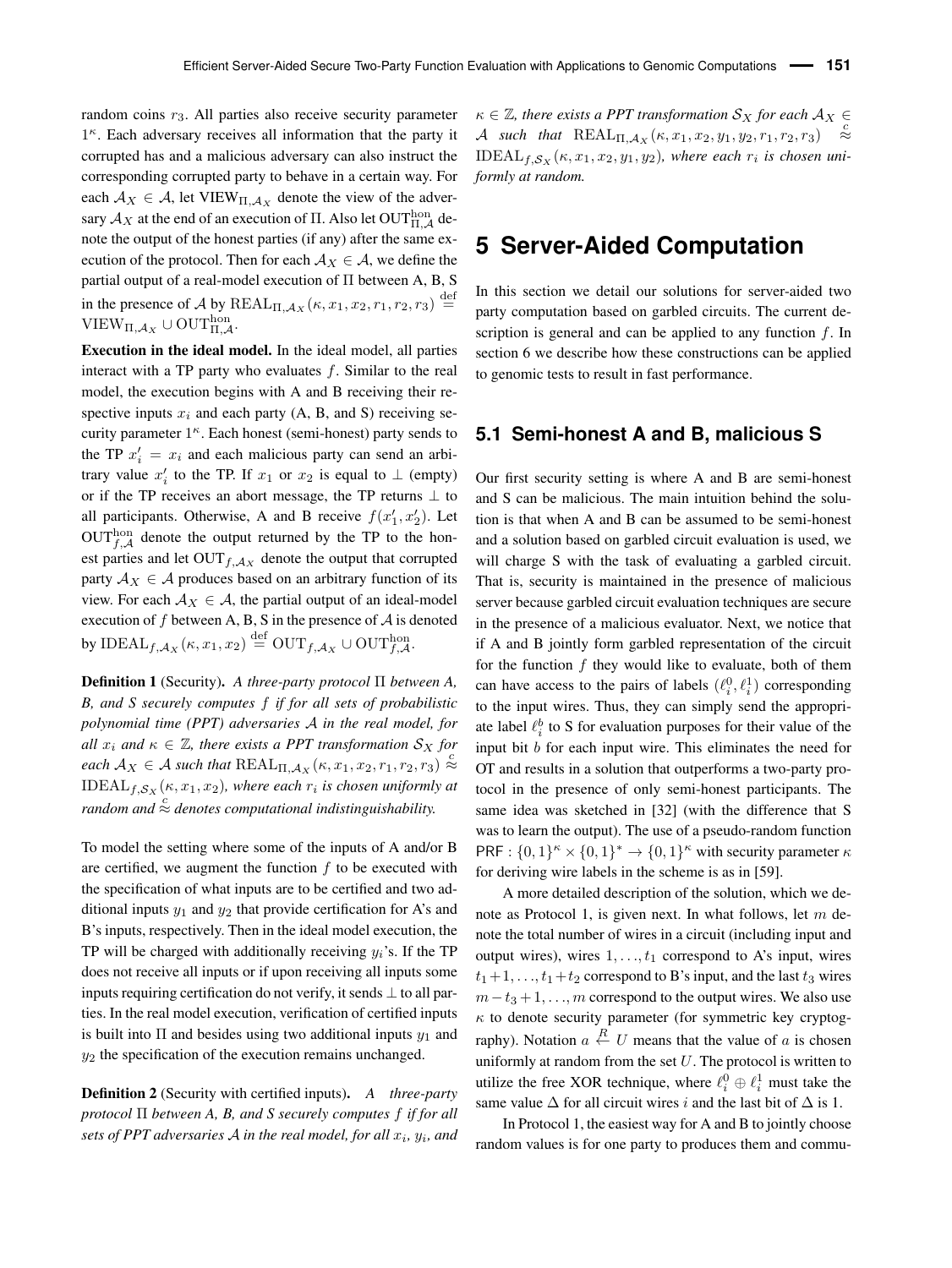random coins $r_3$. All parties also receive security parameter $1^\kappa$. Each adversary receives all information that the party it corrupted has and a malicious adversary can also instruct the corresponding corrupted party to behave in a certain way. For each $\mathcal{A}_X \in \mathcal{A}$, let $\text{VIEW}_{\Pi,\mathcal{A}_X}$ denote the view of the adversary $\mathcal{A}_X$ at the end of an execution of $\Pi$. Also let $\text{OUT}^{\text{hon}}_{\Pi,\mathcal{A}}$ denote the output of the honest parties (if any) after the same execution of the protocol. Then for each $\mathcal{A}_X \in \mathcal{A}$, we define the partial output of a real-model execution of $\Pi$ between A, B, S in the presence of $\mathcal{A}$ by $\text{REAL}_{\Pi,\mathcal{A}_X}(\kappa, x_1, x_2, r_1, r_2, r_3) \stackrel{\text{def}}{=} \text{VIEW}_{\Pi,\mathcal{A}_X} \cup \text{OUT}^{\text{hon}}_{\Pi,\mathcal{A}}$.

**Execution in the ideal model.** In the ideal model, all parties interact with a TP party who evaluates $f$. Similar to the real model, the execution begins with A and B receiving their respective inputs $x_i$ and each party (A, B, and S) receiving security parameter $1^\kappa$. Each honest (semi-honest) party sends to the TP $x'_i = x_i$ and each malicious party can send an arbitrary value $x'_i$ to the TP. If $x_1$ or $x_2$ is equal to $\perp$ (empty) or if the TP receives an abort message, the TP returns $\perp$ to all participants. Otherwise, A and B receive $f(x'_1, x'_2)$. Let $\text{OUT}^{\text{hon}}_{f,\mathcal{A}}$ denote the output returned by the TP to the honest parties and let $\text{OUT}_{f,\mathcal{A}_X}$ denote the output that corrupted party $\mathcal{A}_X \in \mathcal{A}$ produces based on an arbitrary function of its view. For each $\mathcal{A}_X \in \mathcal{A}$, the partial output of an ideal-model execution of $f$ between A, B, S in the presence of $\mathcal{A}$ is denoted by $\text{IDEAL}_{f,\mathcal{A}_X}(\kappa, x_1, x_2) \stackrel{\text{def}}{=} \text{OUT}_{f,\mathcal{A}_X} \cup \text{OUT}^{\text{hon}}_{f,\mathcal{A}}$.

**Definition 1** (Security)**.** *A three-party protocol $\Pi$ between A, B, and S securely computes $f$ if for all sets of probabilistic polynomial time (PPT) adversaries $\mathcal{A}$ in the real model, for all $x_i$ and $\kappa \in \mathbb{Z}$, there exists a PPT transformation $\mathcal{S}_X$ for each $\mathcal{A}_X \in \mathcal{A}$ such that $\text{REAL}_{\Pi,\mathcal{A}_X}(\kappa, x_1, x_2, r_1, r_2, r_3) \stackrel{c}{\approx} \text{IDEAL}_{f,\mathcal{S}_X}(\kappa, x_1, x_2)$, where each $r_i$ is chosen uniformly at random and $\stackrel{c}{\approx}$ denotes computational indistinguishability.*

To model the setting where some of the inputs of A and/or B are certified, we augment the function $f$ to be executed with the specification of what inputs are to be certified and two additional inputs $y_1$ and $y_2$ that provide certification for A's and B's inputs, respectively. Then in the ideal model execution, the TP will be charged with additionally receiving $y_i$'s. If the TP does not receive all inputs or if upon receiving all inputs some inputs requiring certification do not verify, it sends $\perp$ to all parties. In the real model execution, verification of certified inputs is built into $\Pi$ and besides using two additional inputs $y_1$ and $y_2$ the specification of the execution remains unchanged.

**Definition 2** (Security with certified inputs)**.** *A three-party protocol $\Pi$ between A, B, and S securely computes $f$ if for all sets of PPT adversaries $\mathcal{A}$ in the real model, for all $x_i$, $y_i$, and $\kappa \in \mathbb{Z}$, there exists a PPT transformation $\mathcal{S}_X$ for each $\mathcal{A}_X \in \mathcal{A}$ such that $\text{REAL}_{\Pi,\mathcal{A}_X}(\kappa, x_1, x_2, y_1, y_2, r_1, r_2, r_3) \stackrel{c}{\approx} \text{IDEAL}_{f,\mathcal{S}_X}(\kappa, x_1, x_2, y_1, y_2)$, where each $r_i$ is chosen uniformly at random.*

# 5 Server-Aided Computation

In this section we detail our solutions for server-aided two party computation based on garbled circuits. The current description is general and can be applied to any function $f$. In section 6 we describe how these constructions can be applied to genomic tests to result in fast performance.

## 5.1 Semi-honest A and B, malicious S

Our first security setting is where A and B are semi-honest and S can be malicious. The main intuition behind the solution is that when A and B can be assumed to be semi-honest and a solution based on garbled circuit evaluation is used, we will charge S with the task of evaluating a garbled circuit. That is, security is maintained in the presence of malicious server because garbled circuit evaluation techniques are secure in the presence of a malicious evaluator. Next, we notice that if A and B jointly form garbled representation of the circuit for the function $f$ they would like to evaluate, both of them can have access to the pairs of labels $(\ell_i^0, \ell_i^1)$ corresponding to the input wires. Thus, they can simply send the appropriate label $\ell_i^b$ to S for evaluation purposes for their value of the input bit $b$ for each input wire. This eliminates the need for OT and results in a solution that outperforms a two-party protocol in the presence of only semi-honest participants. The same idea was sketched in [32] (with the difference that S was to learn the output). The use of a pseudo-random function $\mathsf{PRF} : \{0,1\}^\kappa \times \{0,1\}^* \to \{0,1\}^\kappa$ with security parameter $\kappa$ for deriving wire labels in the scheme is as in [59].

A more detailed description of the solution, which we denote as Protocol 1, is given next. In what follows, let $m$ denote the total number of wires in a circuit (including input and output wires), wires $1, \ldots, t_1$ correspond to A's input, wires $t_1+1, \ldots, t_1+t_2$ correspond to B's input, and the last $t_3$ wires $m-t_3+1, \ldots, m$ correspond to the output wires. We also use $\kappa$ to denote security parameter (for symmetric key cryptography). Notation $a \stackrel{R}{\leftarrow} U$ means that the value of $a$ is chosen uniformly at random from the set $U$. The protocol is written to utilize the free XOR technique, where $\ell_i^0 \oplus \ell_i^1$ must take the same value $\Delta$ for all circuit wires $i$ and the last bit of $\Delta$ is 1.

In Protocol 1, the easiest way for A and B to jointly choose random values is for one party to produces them and commu-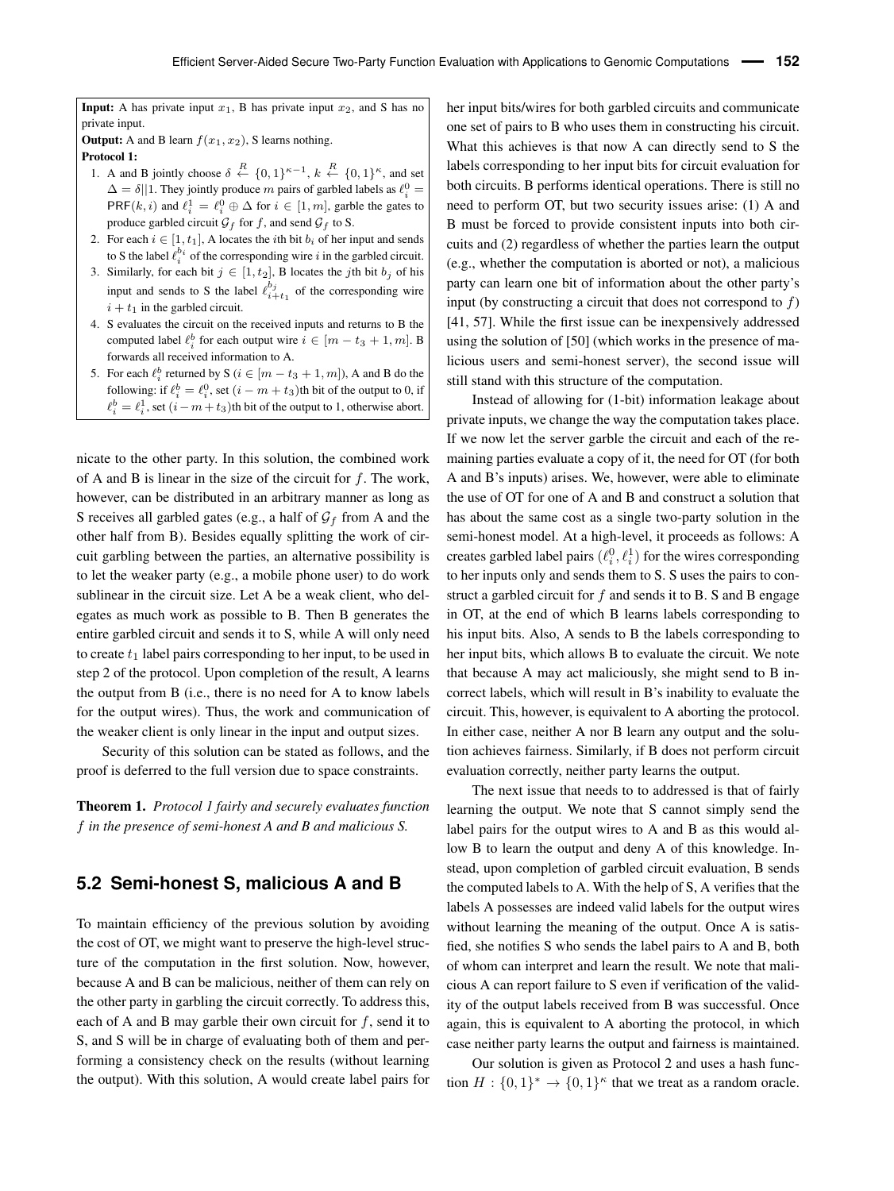**Input:** A has private input $x_1$, B has private input $x_2$, and S has no private input.

**Output:** A and B learn $f(x_1, x_2)$, S learns nothing.

**Protocol 1:**

1. A and B jointly choose $\delta \overset{R}{\leftarrow} \{0,1\}^{\kappa-1}$, $k \overset{R}{\leftarrow} \{0,1\}^{\kappa}$, and set $\Delta = \delta || 1$. They jointly produce $m$ pairs of garbled labels as $\ell_i^0 = \mathsf{PRF}(k, i)$ and $\ell_i^1 = \ell_i^0 \oplus \Delta$ for $i \in [1, m]$, garble the gates to produce garbled circuit $\mathcal{G}_f$ for $f$, and send $\mathcal{G}_f$ to S.
2. For each $i \in [1, t_1]$, A locates the $i$th bit $b_i$ of her input and sends to S the label $\ell_i^{b_i}$ of the corresponding wire $i$ in the garbled circuit.
3. Similarly, for each bit $j \in [1, t_2]$, B locates the $j$th bit $b_j$ of his input and sends to S the label $\ell_{i+t_1}^{b_j}$ of the corresponding wire $i + t_1$ in the garbled circuit.
4. S evaluates the circuit on the received inputs and returns to B the computed label $\ell_i^b$ for each output wire $i \in [m - t_3 + 1, m]$. B forwards all received information to A.
5. For each $\ell_i^b$ returned by S ($i \in [m - t_3 + 1, m]$), A and B do the following: if $\ell_i^b = \ell_i^0$, set $(i - m + t_3)$th bit of the output to 0, if $\ell_i^b = \ell_i^1$, set $(i - m + t_3)$th bit of the output to 1, otherwise abort.

nicate to the other party. In this solution, the combined work of A and B is linear in the size of the circuit for $f$. The work, however, can be distributed in an arbitrary manner as long as S receives all garbled gates (e.g., a half of $\mathcal{G}_f$ from A and the other half from B). Besides equally splitting the work of circuit garbling between the parties, an alternative possibility is to let the weaker party (e.g., a mobile phone user) to do work sublinear in the circuit size. Let A be a weak client, who delegates as much work as possible to B. Then B generates the entire garbled circuit and sends it to S, while A will only need to create $t_1$ label pairs corresponding to her input, to be used in step 2 of the protocol. Upon completion of the result, A learns the output from B (i.e., there is no need for A to know labels for the output wires). Thus, the work and communication of the weaker client is only linear in the input and output sizes.

Security of this solution can be stated as follows, and the proof is deferred to the full version due to space constraints.

**Theorem 1.** *Protocol 1 fairly and securely evaluates function $f$ in the presence of semi-honest A and B and malicious S.*

## 5.2 Semi-honest S, malicious A and B

To maintain efficiency of the previous solution by avoiding the cost of OT, we might want to preserve the high-level structure of the computation in the first solution. Now, however, because A and B can be malicious, neither of them can rely on the other party in garbling the circuit correctly. To address this, each of A and B may garble their own circuit for $f$, send it to S, and S will be in charge of evaluating both of them and performing a consistency check on the results (without learning the output). With this solution, A would create label pairs for her input bits/wires for both garbled circuits and communicate one set of pairs to B who uses them in constructing his circuit. What this achieves is that now A can directly send to S the labels corresponding to her input bits for circuit evaluation for both circuits. B performs identical operations. There is still no need to perform OT, but two security issues arise: (1) A and B must be forced to provide consistent inputs into both circuits and (2) regardless of whether the parties learn the output (e.g., whether the computation is aborted or not), a malicious party can learn one bit of information about the other party's input (by constructing a circuit that does not correspond to $f$) [41, 57]. While the first issue can be inexpensively addressed using the solution of [50] (which works in the presence of malicious users and semi-honest server), the second issue will still stand with this structure of the computation.

Instead of allowing for (1-bit) information leakage about private inputs, we change the way the computation takes place. If we now let the server garble the circuit and each of the remaining parties evaluate a copy of it, the need for OT (for both A and B's inputs) arises. We, however, were able to eliminate the use of OT for one of A and B and construct a solution that has about the same cost as a single two-party solution in the semi-honest model. At a high-level, it proceeds as follows: A creates garbled label pairs $(\ell_i^0, \ell_i^1)$ for the wires corresponding to her inputs only and sends them to S. S uses the pairs to construct a garbled circuit for $f$ and sends it to B. S and B engage in OT, at the end of which B learns labels corresponding to his input bits. Also, A sends to B the labels corresponding to her input bits, which allows B to evaluate the circuit. We note that because A may act maliciously, she might send to B incorrect labels, which will result in B's inability to evaluate the circuit. This, however, is equivalent to A aborting the protocol. In either case, neither A nor B learn any output and the solution achieves fairness. Similarly, if B does not perform circuit evaluation correctly, neither party learns the output.

The next issue that needs to to addressed is that of fairly learning the output. We note that S cannot simply send the label pairs for the output wires to A and B as this would allow B to learn the output and deny A of this knowledge. Instead, upon completion of garbled circuit evaluation, B sends the computed labels to A. With the help of S, A verifies that the labels A possesses are indeed valid labels for the output wires without learning the meaning of the output. Once A is satisfied, she notifies S who sends the label pairs to A and B, both of whom can interpret and learn the result. We note that malicious A can report failure to S even if verification of the validity of the output labels received from B was successful. Once again, this is equivalent to A aborting the protocol, in which case neither party learns the output and fairness is maintained.

Our solution is given as Protocol 2 and uses a hash function $H : \{0,1\}^* \to \{0,1\}^{\kappa}$ that we treat as a random oracle.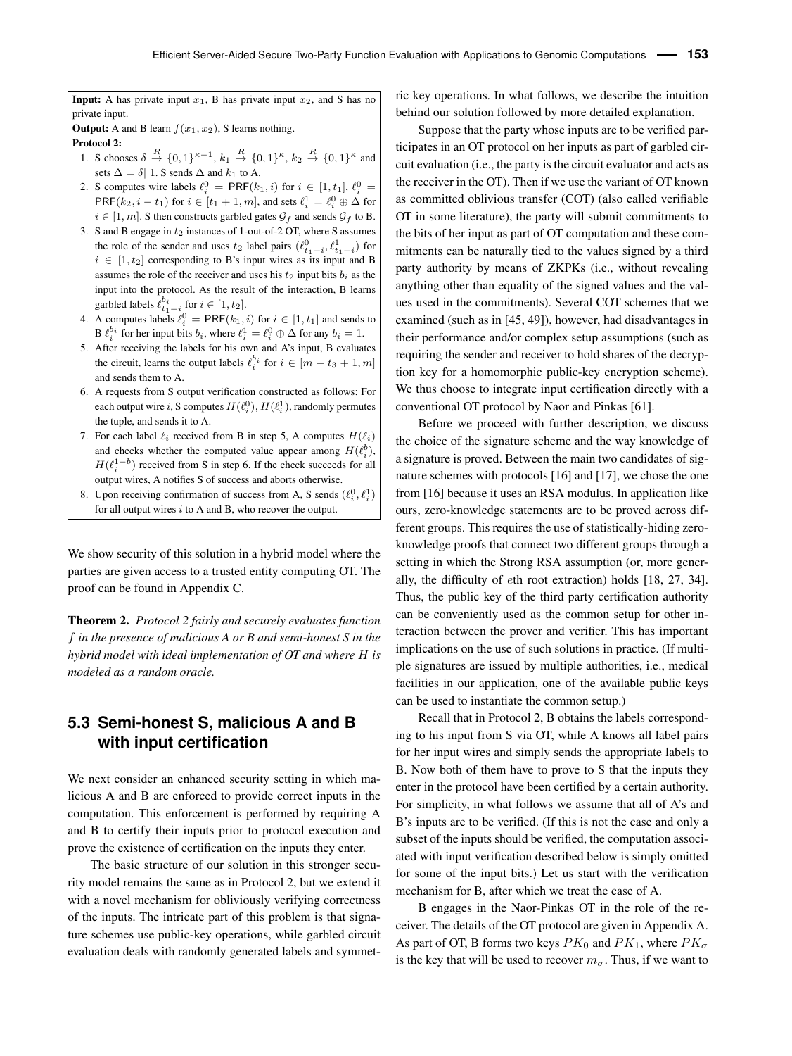**Input:** A has private input $x_1$, B has private input $x_2$, and S has no private input.

**Output:** A and B learn $f(x_1, x_2)$, S learns nothing.

**Protocol 2:**

1. S chooses $\delta \overset{R}{\to} \{0,1\}^{\kappa-1}$, $k_1 \overset{R}{\to} \{0,1\}^{\kappa}$, $k_2 \overset{R}{\to} \{0,1\}^{\kappa}$ and sets $\Delta = \delta||1$. S sends $\Delta$ and $k_1$ to A.
2. S computes wire labels $\ell_i^0 = \mathsf{PRF}(k_1, i)$ for $i \in [1, t_1]$, $\ell_i^0 = \mathsf{PRF}(k_2, i - t_1)$ for $i \in [t_1 + 1, m]$, and sets $\ell_i^1 = \ell_i^0 \oplus \Delta$ for $i \in [1, m]$. S then constructs garbled gates $\mathcal{G}_f$ and sends $\mathcal{G}_f$ to B.
3. S and B engage in $t_2$ instances of 1-out-of-2 OT, where S assumes the role of the sender and uses $t_2$ label pairs $(\ell_{t_1+i}^0, \ell_{t_1+i}^1)$ for $i \in [1, t_2]$ corresponding to B's input wires as its input and B assumes the role of the receiver and uses his $t_2$ input bits $b_i$ as the input into the protocol. As the result of the interaction, B learns garbled labels $\ell_{t_1+i}^{b_i}$ for $i \in [1, t_2]$.
4. A computes labels $\ell_i^0 = \mathsf{PRF}(k_1, i)$ for $i \in [1, t_1]$ and sends to B $\ell_i^{b_i}$ for her input bits $b_i$, where $\ell_i^1 = \ell_i^0 \oplus \Delta$ for any $b_i = 1$.
5. After receiving the labels for his own and A's input, B evaluates the circuit, learns the output labels $\ell_i^{b_i}$ for $i \in [m - t_3 + 1, m]$ and sends them to A.
6. A requests from S output verification constructed as follows: For each output wire $i$, S computes $H(\ell_i^0)$, $H(\ell_i^1)$, randomly permutes the tuple, and sends it to A.
7. For each label $\ell_i$ received from B in step 5, A computes $H(\ell_i)$ and checks whether the computed value appear among $H(\ell_i^b)$, $H(\ell_i^{1-b})$ received from S in step 6. If the check succeeds for all output wires, A notifies S of success and aborts otherwise.
8. Upon receiving confirmation of success from A, S sends $(\ell_i^0, \ell_i^1)$ for all output wires $i$ to A and B, who recover the output.

We show security of this solution in a hybrid model where the parties are given access to a trusted entity computing OT. The proof can be found in Appendix C.

**Theorem 2.** *Protocol 2 fairly and securely evaluates function $f$ in the presence of malicious A or B and semi-honest S in the hybrid model with ideal implementation of OT and where $H$ is modeled as a random oracle.*

## 5.3 Semi-honest S, malicious A and B with input certification

We next consider an enhanced security setting in which malicious A and B are enforced to provide correct inputs in the computation. This enforcement is performed by requiring A and B to certify their inputs prior to protocol execution and prove the existence of certification on the inputs they enter.

The basic structure of our solution in this stronger security model remains the same as in Protocol 2, but we extend it with a novel mechanism for obliviously verifying correctness of the inputs. The intricate part of this problem is that signature schemes use public-key operations, while garbled circuit evaluation deals with randomly generated labels and symmetric key operations. In what follows, we describe the intuition behind our solution followed by more detailed explanation.

Suppose that the party whose inputs are to be verified participates in an OT protocol on her inputs as part of garbled circuit evaluation (i.e., the party is the circuit evaluator and acts as the receiver in the OT). Then if we use the variant of OT known as committed oblivious transfer (COT) (also called verifiable OT in some literature), the party will submit commitments to the bits of her input as part of OT computation and these commitments can be naturally tied to the values signed by a third party authority by means of ZKPKs (i.e., without revealing anything other than equality of the signed values and the values used in the commitments). Several COT schemes that we examined (such as in [45, 49]), however, had disadvantages in their performance and/or complex setup assumptions (such as requiring the sender and receiver to hold shares of the decryption key for a homomorphic public-key encryption scheme). We thus choose to integrate input certification directly with a conventional OT protocol by Naor and Pinkas [61].

Before we proceed with further description, we discuss the choice of the signature scheme and the way knowledge of a signature is proved. Between the main two candidates of signature schemes with protocols [16] and [17], we chose the one from [16] because it uses an RSA modulus. In application like ours, zero-knowledge statements are to be proved across different groups. This requires the use of statistically-hiding zero-knowledge proofs that connect two different groups through a setting in which the Strong RSA assumption (or, more generally, the difficulty of $e$th root extraction) holds [18, 27, 34]. Thus, the public key of the third party certification authority can be conveniently used as the common setup for other interaction between the prover and verifier. This has important implications on the use of such solutions in practice. (If multiple signatures are issued by multiple authorities, i.e., medical facilities in our application, one of the available public keys can be used to instantiate the common setup.)

Recall that in Protocol 2, B obtains the labels corresponding to his input from S via OT, while A knows all label pairs for her input wires and simply sends the appropriate labels to B. Now both of them have to prove to S that the inputs they enter in the protocol have been certified by a certain authority. For simplicity, in what follows we assume that all of A's and B's inputs are to be verified. (If this is not the case and only a subset of the inputs should be verified, the computation associated with input verification described below is simply omitted for some of the input bits.) Let us start with the verification mechanism for B, after which we treat the case of A.

B engages in the Naor-Pinkas OT in the role of the receiver. The details of the OT protocol are given in Appendix A. As part of OT, B forms two keys $PK_0$ and $PK_1$, where $PK_\sigma$ is the key that will be used to recover $m_\sigma$. Thus, if we want to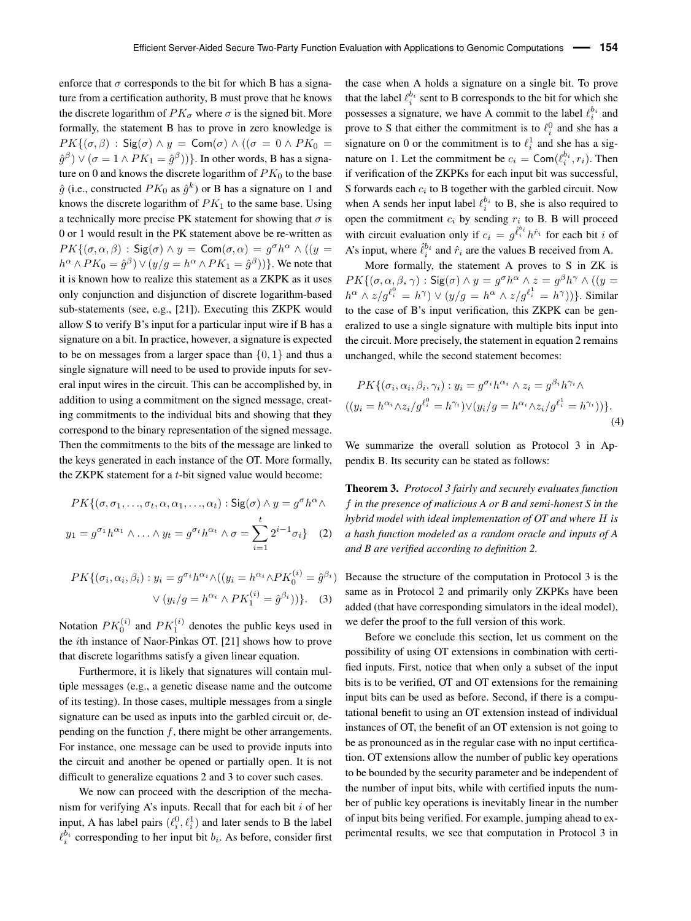enforce that $\sigma$ corresponds to the bit for which B has a signature from a certification authority, B must prove that he knows the discrete logarithm of $PK_\sigma$ where $\sigma$ is the signed bit. More formally, the statement B has to prove in zero knowledge is $PK\{(\sigma, \beta) : \mathsf{Sig}(\sigma) \wedge y = \mathsf{Com}(\sigma) \wedge ((\sigma = 0 \wedge PK_0 = \hat{g}^\beta) \vee (\sigma = 1 \wedge PK_1 = \hat{g}^\beta))\}$. In other words, B has a signature on 0 and knows the discrete logarithm of $PK_0$ to the base $\hat{g}$ (i.e., constructed $PK_0$ as $\hat{g}^k$) or B has a signature on 1 and knows the discrete logarithm of $PK_1$ to the same base. Using a technically more precise PK statement for showing that $\sigma$ is 0 or 1 would result in the PK statement above be re-written as $PK\{(\sigma, \alpha, \beta) : \mathsf{Sig}(\sigma) \wedge y = \mathsf{Com}(\sigma, \alpha) = g^\sigma h^\alpha \wedge ((y = h^\alpha \wedge PK_0 = \hat{g}^\beta) \vee (y/g = h^\alpha \wedge PK_1 = \hat{g}^\beta))\}$. We note that it is known how to realize this statement as a ZKPK as it uses only conjunction and disjunction of discrete logarithm-based sub-statements (see, e.g., [21]). Executing this ZKPK would allow S to verify B's input for a particular input wire if B has a signature on a bit. In practice, however, a signature is expected to be on messages from a larger space than $\{0, 1\}$ and thus a single signature will need to be used to provide inputs for several input wires in the circuit. This can be accomplished by, in addition to using a commitment on the signed message, creating commitments to the individual bits and showing that they correspond to the binary representation of the signed message. Then the commitments to the bits of the message are linked to the keys generated in each instance of the OT. More formally, the ZKPK statement for a $t$-bit signed value would become:

$$PK\{(\sigma, \sigma_1, \ldots, \sigma_t, \alpha, \alpha_1, \ldots, \alpha_t) : \mathsf{Sig}(\sigma) \wedge y = g^\sigma h^\alpha \wedge$$
$$y_1 = g^{\sigma_1} h^{\alpha_1} \wedge \ldots \wedge y_t = g^{\sigma_t} h^{\alpha_t} \wedge \sigma = \sum_{i=1}^{t} 2^{i-1}\sigma_i\} \quad (2)$$

$$PK\{(\sigma_i, \alpha_i, \beta_i) : y_i = g^{\sigma_i} h^{\alpha_i} \wedge ((y_i = h^{\alpha_i} \wedge PK_0^{(i)} = \hat{g}^{\beta_i}) \vee (y_i/g = h^{\alpha_i} \wedge PK_1^{(i)} = \hat{g}^{\beta_i}))\}. \quad (3)$$

Notation $PK_0^{(i)}$ and $PK_1^{(i)}$ denotes the public keys used in the $i$th instance of Naor-Pinkas OT. [21] shows how to prove that discrete logarithms satisfy a given linear equation.

Furthermore, it is likely that signatures will contain multiple messages (e.g., a genetic disease name and the outcome of its testing). In those cases, multiple messages from a single signature can be used as inputs into the garbled circuit or, depending on the function $f$, there might be other arrangements. For instance, one message can be used to provide inputs into the circuit and another be opened or partially open. It is not difficult to generalize equations 2 and 3 to cover such cases.

We now can proceed with the description of the mechanism for verifying A's inputs. Recall that for each bit $i$ of her input, A has label pairs $(\ell_i^0, \ell_i^1)$ and later sends to B the label $\ell_i^{b_i}$ corresponding to her input bit $b_i$. As before, consider first the case when A holds a signature on a single bit. To prove that the label $\ell_i^{b_i}$ sent to B corresponds to the bit for which she possesses a signature, we have A commit to the label $\ell_i^{b_i}$ and prove to S that either the commitment is to $\ell_i^0$ and she has a signature on 0 or the commitment is to $\ell_i^1$ and she has a signature on 1. Let the commitment be $c_i = \mathsf{Com}(\ell_i^{b_i}, r_i)$. Then if verification of the ZKPKs for each input bit was successful, S forwards each $c_i$ to B together with the garbled circuit. Now when A sends her input label $\ell_i^{b_i}$ to B, she is also required to open the commitment $c_i$ by sending $r_i$ to B. B will proceed with circuit evaluation only if $c_i = g^{\hat{\ell}_i^{b_i}} h^{\hat{r}_i}$ for each bit $i$ of A's input, where $\hat{\ell}_i^{b_i}$ and $\hat{r}_i$ are the values B received from A.

More formally, the statement A proves to S in ZK is $PK\{(\sigma, \alpha, \beta, \gamma) : \mathsf{Sig}(\sigma) \wedge y = g^\sigma h^\alpha \wedge z = g^\beta h^\gamma \wedge ((y = h^\alpha \wedge z/g^{\ell_i^0} = h^\gamma) \vee (y/g = h^\alpha \wedge z/g^{\ell_i^1} = h^\gamma))\}$. Similar to the case of B's input verification, this ZKPK can be generalized to use a single signature with multiple bits input into the circuit. More precisely, the statement in equation 2 remains unchanged, while the second statement becomes:

$$PK\{(\sigma_i, \alpha_i, \beta_i, \gamma_i) : y_i = g^{\sigma_i} h^{\alpha_i} \wedge z_i = g^{\beta_i} h^{\gamma_i} \wedge$$
$$((y_i = h^{\alpha_i} \wedge z_i/g^{\ell_i^0} = h^{\gamma_i}) \vee (y_i/g = h^{\alpha_i} \wedge z_i/g^{\ell_i^1} = h^{\gamma_i}))\}. \quad (4)$$

We summarize the overall solution as Protocol 3 in Appendix B. Its security can be stated as follows:

**Theorem 3.** *Protocol 3 fairly and securely evaluates function $f$ in the presence of malicious A or B and semi-honest S in the hybrid model with ideal implementation of OT and where $H$ is a hash function modeled as a random oracle and inputs of A and B are verified according to definition 2.*

Because the structure of the computation in Protocol 3 is the same as in Protocol 2 and primarily only ZKPKs have been added (that have corresponding simulators in the ideal model), we defer the proof to the full version of this work.

Before we conclude this section, let us comment on the possibility of using OT extensions in combination with certified inputs. First, notice that when only a subset of the input bits is to be verified, OT and OT extensions for the remaining input bits can be used as before. Second, if there is a computational benefit to using an OT extension instead of individual instances of OT, the benefit of an OT extension is not going to be as pronounced as in the regular case with no input certification. OT extensions allow the number of public key operations to be bounded by the security parameter and be independent of the number of input bits, while with certified inputs the number of public key operations is inevitably linear in the number of input bits being verified. For example, jumping ahead to experimental results, we see that computation in Protocol 3 in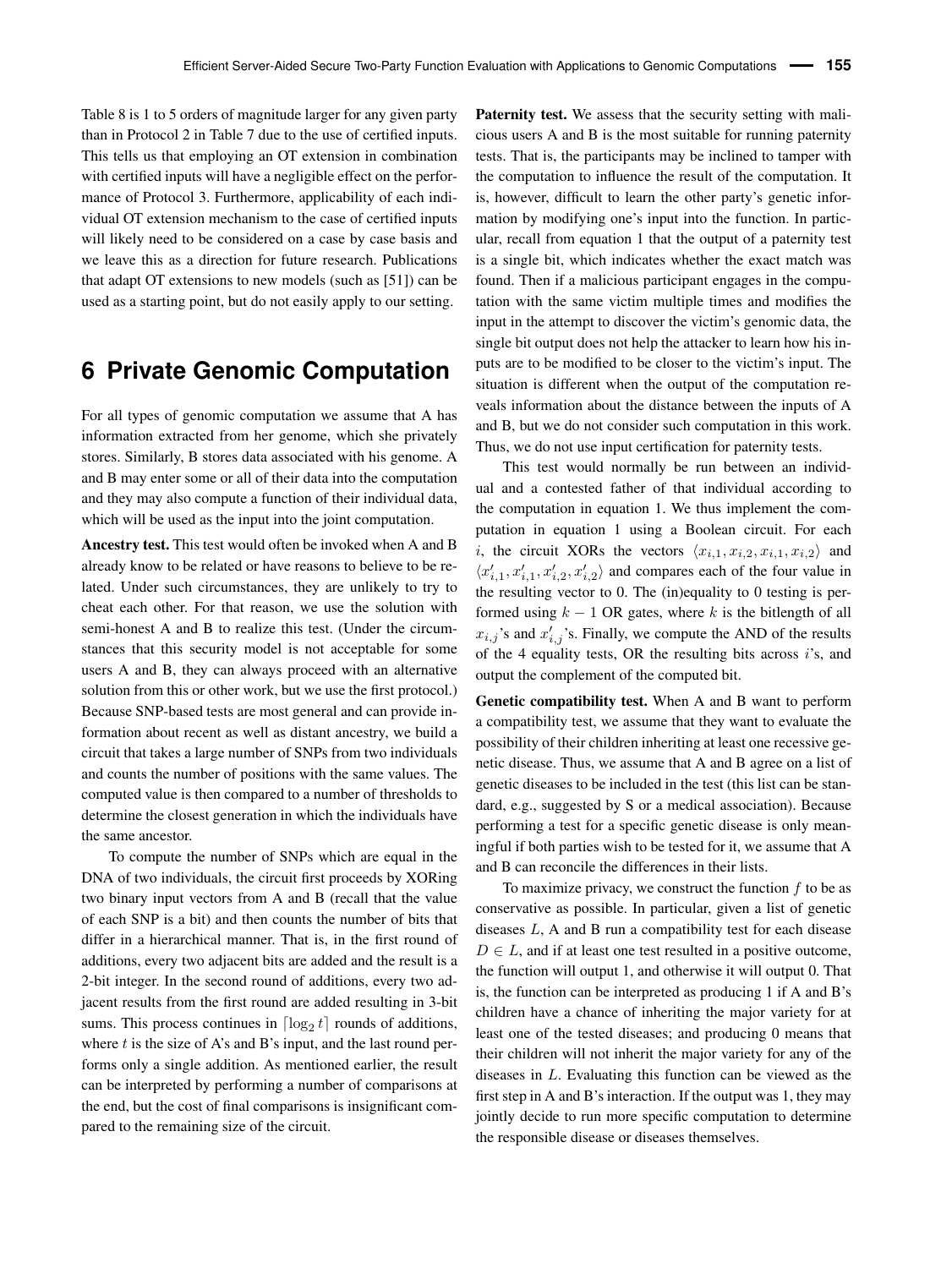Table 8 is 1 to 5 orders of magnitude larger for any given party than in Protocol 2 in Table 7 due to the use of certified inputs. This tells us that employing an OT extension in combination with certified inputs will have a negligible effect on the performance of Protocol 3. Furthermore, applicability of each individual OT extension mechanism to the case of certified inputs will likely need to be considered on a case by case basis and we leave this as a direction for future research. Publications that adapt OT extensions to new models (such as [51]) can be used as a starting point, but do not easily apply to our setting.

# 6 Private Genomic Computation

For all types of genomic computation we assume that A has information extracted from her genome, which she privately stores. Similarly, B stores data associated with his genome. A and B may enter some or all of their data into the computation and they may also compute a function of their individual data, which will be used as the input into the joint computation.

**Ancestry test.** This test would often be invoked when A and B already know to be related or have reasons to believe to be related. Under such circumstances, they are unlikely to try to cheat each other. For that reason, we use the solution with semi-honest A and B to realize this test. (Under the circumstances that this security model is not acceptable for some users A and B, they can always proceed with an alternative solution from this or other work, but we use the first protocol.) Because SNP-based tests are most general and can provide information about recent as well as distant ancestry, we build a circuit that takes a large number of SNPs from two individuals and counts the number of positions with the same values. The computed value is then compared to a number of thresholds to determine the closest generation in which the individuals have the same ancestor.

To compute the number of SNPs which are equal in the DNA of two individuals, the circuit first proceeds by XORing two binary input vectors from A and B (recall that the value of each SNP is a bit) and then counts the number of bits that differ in a hierarchical manner. That is, in the first round of additions, every two adjacent bits are added and the result is a 2-bit integer. In the second round of additions, every two adjacent results from the first round are added resulting in 3-bit sums. This process continues in $\lceil \log_2 t \rceil$ rounds of additions, where $t$ is the size of A's and B's input, and the last round performs only a single addition. As mentioned earlier, the result can be interpreted by performing a number of comparisons at the end, but the cost of final comparisons is insignificant compared to the remaining size of the circuit.

**Paternity test.** We assess that the security setting with malicious users A and B is the most suitable for running paternity tests. That is, the participants may be inclined to tamper with the computation to influence the result of the computation. It is, however, difficult to learn the other party's genetic information by modifying one's input into the function. In particular, recall from equation 1 that the output of a paternity test is a single bit, which indicates whether the exact match was found. Then if a malicious participant engages in the computation with the same victim multiple times and modifies the input in the attempt to discover the victim's genomic data, the single bit output does not help the attacker to learn how his inputs are to be modified to be closer to the victim's input. The situation is different when the output of the computation reveals information about the distance between the inputs of A and B, but we do not consider such computation in this work. Thus, we do not use input certification for paternity tests.

This test would normally be run between an individual and a contested father of that individual according to the computation in equation 1. We thus implement the computation in equation 1 using a Boolean circuit. For each $i$, the circuit XORs the vectors $\langle x_{i,1}, x_{i,2}, x_{i,1}, x_{i,2} \rangle$ and $\langle x'_{i,1}, x'_{i,1}, x'_{i,2}, x'_{i,2} \rangle$ and compares each of the four value in the resulting vector to 0. The (in)equality to 0 testing is performed using $k-1$ OR gates, where $k$ is the bitlength of all $x_{i,j}$'s and $x'_{i,j}$'s. Finally, we compute the AND of the results of the 4 equality tests, OR the resulting bits across $i$'s, and output the complement of the computed bit.

**Genetic compatibility test.** When A and B want to perform a compatibility test, we assume that they want to evaluate the possibility of their children inheriting at least one recessive genetic disease. Thus, we assume that A and B agree on a list of genetic diseases to be included in the test (this list can be standard, e.g., suggested by S or a medical association). Because performing a test for a specific genetic disease is only meaningful if both parties wish to be tested for it, we assume that A and B can reconcile the differences in their lists.

To maximize privacy, we construct the function $f$ to be as conservative as possible. In particular, given a list of genetic diseases $L$, A and B run a compatibility test for each disease $D \in L$, and if at least one test resulted in a positive outcome, the function will output 1, and otherwise it will output 0. That is, the function can be interpreted as producing 1 if A and B's children have a chance of inheriting the major variety for at least one of the tested diseases; and producing 0 means that their children will not inherit the major variety for any of the diseases in $L$. Evaluating this function can be viewed as the first step in A and B's interaction. If the output was 1, they may jointly decide to run more specific computation to determine the responsible disease or diseases themselves.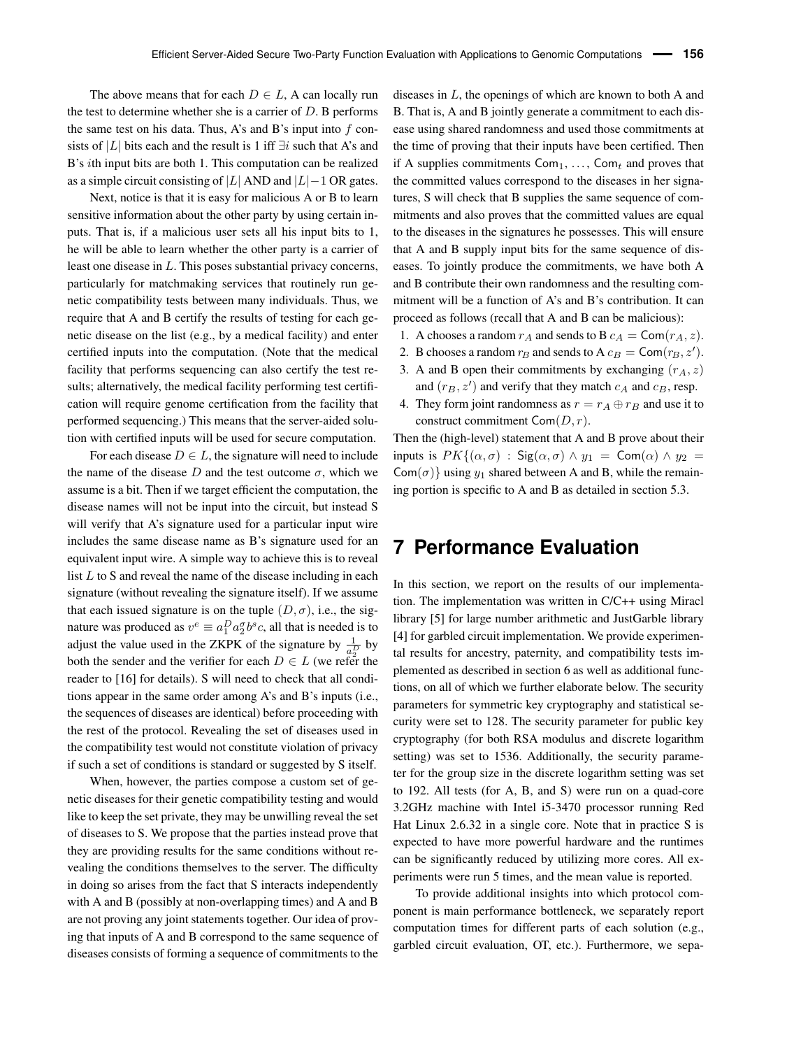The above means that for each $D \in L$, A can locally run the test to determine whether she is a carrier of $D$. B performs the same test on his data. Thus, A's and B's input into $f$ consists of $|L|$ bits each and the result is 1 iff $\exists i$ such that A's and B's $i$th input bits are both 1. This computation can be realized as a simple circuit consisting of $|L|$ AND and $|L|-1$ OR gates.

Next, notice is that it is easy for malicious A or B to learn sensitive information about the other party by using certain inputs. That is, if a malicious user sets all his input bits to 1, he will be able to learn whether the other party is a carrier of least one disease in $L$. This poses substantial privacy concerns, particularly for matchmaking services that routinely run genetic compatibility tests between many individuals. Thus, we require that A and B certify the results of testing for each genetic disease on the list (e.g., by a medical facility) and enter certified inputs into the computation. (Note that the medical facility that performs sequencing can also certify the test results; alternatively, the medical facility performing test certification will require genome certification from the facility that performed sequencing.) This means that the server-aided solution with certified inputs will be used for secure computation.

For each disease $D \in L$, the signature will need to include the name of the disease $D$ and the test outcome $\sigma$, which we assume is a bit. Then if we target efficient the computation, the disease names will not be input into the circuit, but instead S will verify that A's signature used for a particular input wire includes the same disease name as B's signature used for an equivalent input wire. A simple way to achieve this is to reveal list $L$ to S and reveal the name of the disease including in each signature (without revealing the signature itself). If we assume that each issued signature is on the tuple $(D, \sigma)$, i.e., the signature was produced as $v^e \equiv a_1^D a_2^\sigma b^s c$, all that is needed is to adjust the value used in the ZKPK of the signature by $\frac{1}{a_2^D}$ by both the sender and the verifier for each $D \in L$ (we refer the reader to [16] for details). S will need to check that all conditions appear in the same order among A's and B's inputs (i.e., the sequences of diseases are identical) before proceeding with the rest of the protocol. Revealing the set of diseases used in the compatibility test would not constitute violation of privacy if such a set of conditions is standard or suggested by S itself.

When, however, the parties compose a custom set of genetic diseases for their genetic compatibility testing and would like to keep the set private, they may be unwilling reveal the set of diseases to S. We propose that the parties instead prove that they are providing results for the same conditions without revealing the conditions themselves to the server. The difficulty in doing so arises from the fact that S interacts independently with A and B (possibly at non-overlapping times) and A and B are not proving any joint statements together. Our idea of proving that inputs of A and B correspond to the same sequence of diseases consists of forming a sequence of commitments to the diseases in $L$, the openings of which are known to both A and B. That is, A and B jointly generate a commitment to each disease using shared randomness and used those commitments at the time of proving that their inputs have been certified. Then if A supplies commitments $\mathsf{Com}_1, \ldots, \mathsf{Com}_t$ and proves that the committed values correspond to the diseases in her signatures, S will check that B supplies the same sequence of commitments and also proves that the committed values are equal to the diseases in the signatures he possesses. This will ensure that A and B supply input bits for the same sequence of diseases. To jointly produce the commitments, we have both A and B contribute their own randomness and the resulting commitment will be a function of A's and B's contribution. It can proceed as follows (recall that A and B can be malicious):

1. A chooses a random $r_A$ and sends to B $c_A = \mathsf{Com}(r_A, z)$.
2. B chooses a random $r_B$ and sends to A $c_B = \mathsf{Com}(r_B, z')$.
3. A and B open their commitments by exchanging $(r_A, z)$ and $(r_B, z')$ and verify that they match $c_A$ and $c_B$, resp.
4. They form joint randomness as $r = r_A \oplus r_B$ and use it to construct commitment $\mathsf{Com}(D, r)$.

Then the (high-level) statement that A and B prove about their inputs is $PK\{(\alpha, \sigma) : \mathsf{Sig}(\alpha, \sigma) \wedge y_1 = \mathsf{Com}(\alpha) \wedge y_2 = \mathsf{Com}(\sigma)\}$ using $y_1$ shared between A and B, while the remaining portion is specific to A and B as detailed in section 5.3.

# 7 Performance Evaluation

In this section, we report on the results of our implementation. The implementation was written in C/C++ using Miracl library [5] for large number arithmetic and JustGarble library [4] for garbled circuit implementation. We provide experimental results for ancestry, paternity, and compatibility tests implemented as described in section 6 as well as additional functions, on all of which we further elaborate below. The security parameters for symmetric key cryptography and statistical security were set to 128. The security parameter for public key cryptography (for both RSA modulus and discrete logarithm setting) was set to 1536. Additionally, the security parameter for the group size in the discrete logarithm setting was set to 192. All tests (for A, B, and S) were run on a quad-core 3.2GHz machine with Intel i5-3470 processor running Red Hat Linux 2.6.32 in a single core. Note that in practice S is expected to have more powerful hardware and the runtimes can be significantly reduced by utilizing more cores. All experiments were run 5 times, and the mean value is reported.

To provide additional insights into which protocol component is main performance bottleneck, we separately report computation times for different parts of each solution (e.g., garbled circuit evaluation, OT, etc.). Furthermore, we sepa-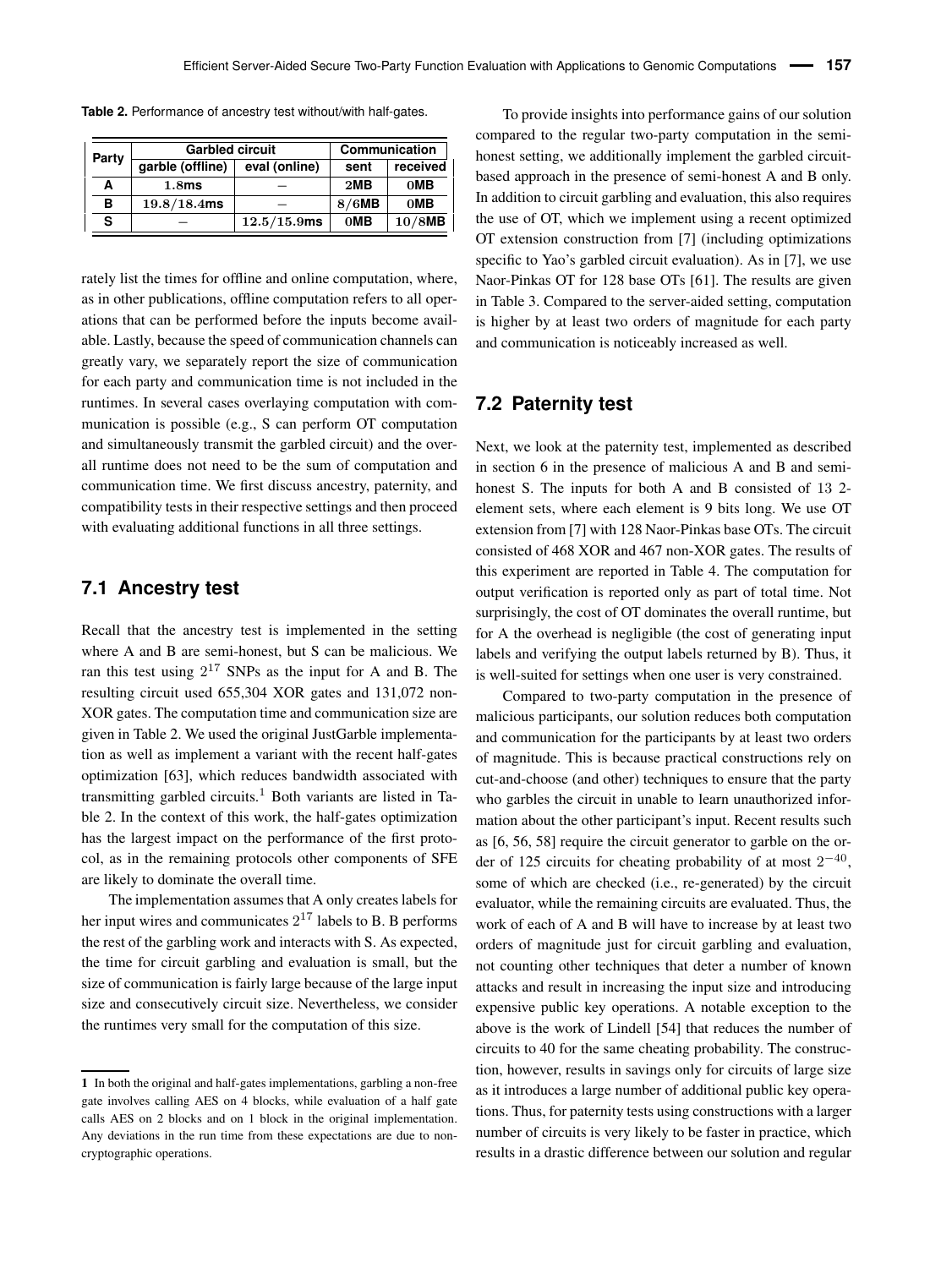**Table 2.** Performance of ancestry test without/with half-gates.

| Party | Garbled circuit | | Communication | |
|---|---|---|---|---|
| | garble (offline) | eval (online) | sent | received |
| A | $1.8$ms | – | $2$MB | $0$MB |
| B | $19.8/18.4$ms | – | $8/6$MB | $0$MB |
| S | – | $12.5/15.9$ms | $0$MB | $10/8$MB |

rately list the times for offline and online computation, where, as in other publications, offline computation refers to all operations that can be performed before the inputs become available. Lastly, because the speed of communication channels can greatly vary, we separately report the size of communication for each party and communication time is not included in the runtimes. In several cases overlaying computation with communication is possible (e.g., S can perform OT computation and simultaneously transmit the garbled circuit) and the overall runtime does not need to be the sum of computation and communication time. We first discuss ancestry, paternity, and compatibility tests in their respective settings and then proceed with evaluating additional functions in all three settings.

## 7.1 Ancestry test

Recall that the ancestry test is implemented in the setting where A and B are semi-honest, but S can be malicious. We ran this test using $2^{17}$ SNPs as the input for A and B. The resulting circuit used 655,304 XOR gates and 131,072 non-XOR gates. The computation time and communication size are given in Table 2. We used the original JustGarble implementation as well as implement a variant with the recent half-gates optimization [63], which reduces bandwidth associated with transmitting garbled circuits.[1] Both variants are listed in Table 2. In the context of this work, the half-gates optimization has the largest impact on the performance of the first protocol, as in the remaining protocols other components of SFE are likely to dominate the overall time.

The implementation assumes that A only creates labels for her input wires and communicates $2^{17}$ labels to B. B performs the rest of the garbling work and interacts with S. As expected, the time for circuit garbling and evaluation is small, but the size of communication is fairly large because of the large input size and consecutively circuit size. Nevertheless, we consider the runtimes very small for the computation of this size.

To provide insights into performance gains of our solution compared to the regular two-party computation in the semi-honest setting, we additionally implement the garbled circuit-based approach in the presence of semi-honest A and B only. In addition to circuit garbling and evaluation, this also requires the use of OT, which we implement using a recent optimized OT extension construction from [7] (including optimizations specific to Yao's garbled circuit evaluation). As in [7], we use Naor-Pinkas OT for 128 base OTs [61]. The results are given in Table 3. Compared to the server-aided setting, computation is higher by at least two orders of magnitude for each party and communication is noticeably increased as well.

## 7.2 Paternity test

Next, we look at the paternity test, implemented as described in section 6 in the presence of malicious A and B and semi-honest S. The inputs for both A and B consisted of 13 2-element sets, where each element is 9 bits long. We use OT extension from [7] with 128 Naor-Pinkas base OTs. The circuit consisted of 468 XOR and 467 non-XOR gates. The results of this experiment are reported in Table 4. The computation for output verification is reported only as part of total time. Not surprisingly, the cost of OT dominates the overall runtime, but for A the overhead is negligible (the cost of generating input labels and verifying the output labels returned by B). Thus, it is well-suited for settings when one user is very constrained.

Compared to two-party computation in the presence of malicious participants, our solution reduces both computation and communication for the participants by at least two orders of magnitude. This is because practical constructions rely on cut-and-choose (and other) techniques to ensure that the party who garbles the circuit in unable to learn unauthorized information about the other participant's input. Recent results such as [6, 56, 58] require the circuit generator to garble on the order of 125 circuits for cheating probability of at most $2^{-40}$, some of which are checked (i.e., re-generated) by the circuit evaluator, while the remaining circuits are evaluated. Thus, the work of each of A and B will have to increase by at least two orders of magnitude just for circuit garbling and evaluation, not counting other techniques that deter a number of known attacks and result in increasing the input size and introducing expensive public key operations. A notable exception to the above is the work of Lindell [54] that reduces the number of circuits to 40 for the same cheating probability. The construction, however, results in savings only for circuits of large size as it introduces a large number of additional public key operations. Thus, for paternity tests using constructions with a larger number of circuits is very likely to be faster in practice, which results in a drastic difference between our solution and regular

---

[1] In both the original and half-gates implementations, garbling a non-free gate involves calling AES on 4 blocks, while evaluation of a half gate calls AES on 2 blocks and on 1 block in the original implementation. Any deviations in the run time from these expectations are due to non-cryptographic operations.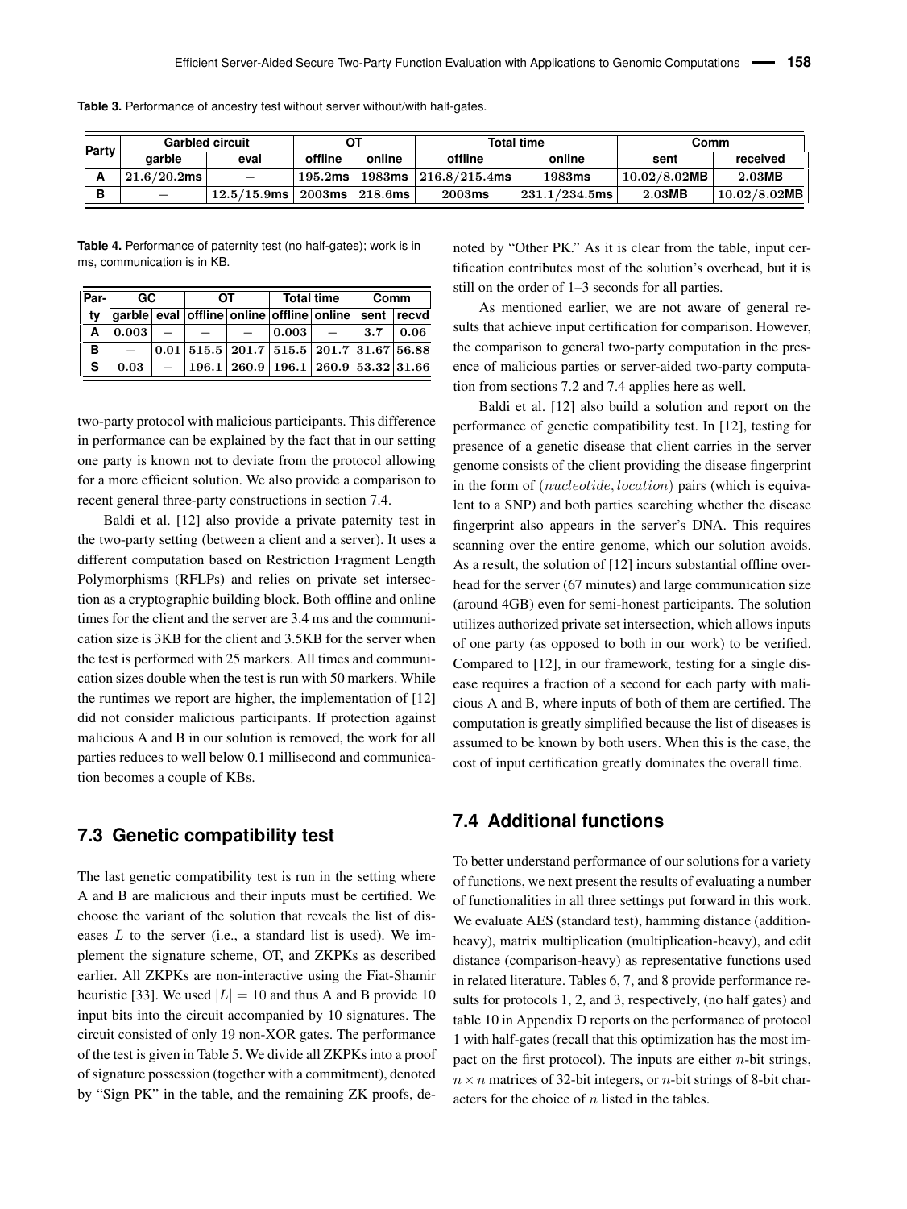**Table 3.** Performance of ancestry test without server without/with half-gates.

| Party | Garbled circuit | | OT | | Total time | | Comm | |
|---|---|---|---|---|---|---|---|---|
| | garble | eval | offline | online | offline | online | sent | received |
| A | 21.6/20.2ms | – | 195.2ms | 1983ms | 216.8/215.4ms | 1983ms | 10.02/8.02MB | 2.03MB |
| B | – | 12.5/15.9ms | 2003ms | 218.6ms | 2003ms | 231.1/234.5ms | 2.03MB | 10.02/8.02MB |

**Table 4.** Performance of paternity test (no half-gates); work is in ms, communication is in KB.

| Party | GC | | OT | | Total time | | Comm | |
|---|---|---|---|---|---|---|---|---|
| | garble | eval | offline | online | offline | online | sent | recvd |
| A | 0.003 | – | – | – | 0.003 | – | 3.7 | 0.06 |
| B | – | 0.01 | 515.5 | 201.7 | 515.5 | 201.7 | 31.67 | 56.88 |
| S | 0.03 | – | 196.1 | 260.9 | 196.1 | 260.9 | 53.32 | 31.66 |

two-party protocol with malicious participants. This difference in performance can be explained by the fact that in our setting one party is known not to deviate from the protocol allowing for a more efficient solution. We also provide a comparison to recent general three-party constructions in section 7.4.

Baldi et al. [12] also provide a private paternity test in the two-party setting (between a client and a server). It uses a different computation based on Restriction Fragment Length Polymorphisms (RFLPs) and relies on private set intersection as a cryptographic building block. Both offline and online times for the client and the server are 3.4 ms and the communication size is 3KB for the client and 3.5KB for the server when the test is performed with 25 markers. All times and communication sizes double when the test is run with 50 markers. While the runtimes we report are higher, the implementation of [12] did not consider malicious participants. If protection against malicious A and B in our solution is removed, the work for all parties reduces to well below 0.1 millisecond and communication becomes a couple of KBs.

## 7.3 Genetic compatibility test

The last genetic compatibility test is run in the setting where A and B are malicious and their inputs must be certified. We choose the variant of the solution that reveals the list of diseases $L$ to the server (i.e., a standard list is used). We implement the signature scheme, OT, and ZKPKs as described earlier. All ZKPKs are non-interactive using the Fiat-Shamir heuristic [33]. We used $|L| = 10$ and thus A and B provide 10 input bits into the circuit accompanied by 10 signatures. The circuit consisted of only 19 non-XOR gates. The performance of the test is given in Table 5. We divide all ZKPKs into a proof of signature possession (together with a commitment), denoted by "Sign PK" in the table, and the remaining ZK proofs, denoted by "Other PK." As it is clear from the table, input certification contributes most of the solution's overhead, but it is still on the order of 1–3 seconds for all parties.

As mentioned earlier, we are not aware of general results that achieve input certification for comparison. However, the comparison to general two-party computation in the presence of malicious parties or server-aided two-party computation from sections 7.2 and 7.4 applies here as well.

Baldi et al. [12] also build a solution and report on the performance of genetic compatibility test. In [12], testing for presence of a genetic disease that client carries in the server genome consists of the client providing the disease fingerprint in the form of $(nucleotide, location)$ pairs (which is equivalent to a SNP) and both parties searching whether the disease fingerprint also appears in the server's DNA. This requires scanning over the entire genome, which our solution avoids. As a result, the solution of [12] incurs substantial offline overhead for the server (67 minutes) and large communication size (around 4GB) even for semi-honest participants. The solution utilizes authorized private set intersection, which allows inputs of one party (as opposed to both in our work) to be verified. Compared to [12], in our framework, testing for a single disease requires a fraction of a second for each party with malicious A and B, where inputs of both of them are certified. The computation is greatly simplified because the list of diseases is assumed to be known by both users. When this is the case, the cost of input certification greatly dominates the overall time.

## 7.4 Additional functions

To better understand performance of our solutions for a variety of functions, we next present the results of evaluating a number of functionalities in all three settings put forward in this work. We evaluate AES (standard test), hamming distance (addition-heavy), matrix multiplication (multiplication-heavy), and edit distance (comparison-heavy) as representative functions used in related literature. Tables 6, 7, and 8 provide performance results for protocols 1, 2, and 3, respectively, (no half gates) and table 10 in Appendix D reports on the performance of protocol 1 with half-gates (recall that this optimization has the most impact on the first protocol). The inputs are either $n$-bit strings, $n \times n$ matrices of 32-bit integers, or $n$-bit strings of 8-bit characters for the choice of $n$ listed in the tables.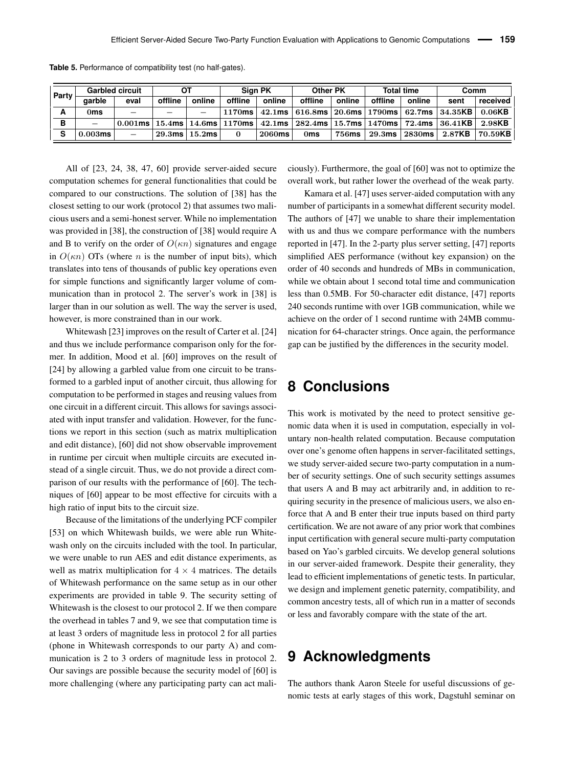**Table 5.** Performance of compatibility test (no half-gates).

| Party | Garbled circuit | | OT | | Sign PK | | Other PK | | Total time | | Comm | |
|---|---|---|---|---|---|---|---|---|---|---|---|---|
| | garble | eval | offline | online | offline | online | offline | online | offline | online | sent | received |
| A | 0ms | – | – | – | 1170ms | 42.1ms | 616.8ms | 20.6ms | 1790ms | 62.7ms | 34.35KB | 0.06KB |
| B | – | 0.001ms | 15.4ms | 14.6ms | 1170ms | 42.1ms | 282.4ms | 15.7ms | 1470ms | 72.4ms | 36.41KB | 2.98KB |
| S | 0.003ms | – | 29.3ms | 15.2ms | 0 | 2060ms | 0ms | 756ms | 29.3ms | 2830ms | 2.87KB | 70.59KB |

All of [23, 24, 38, 47, 60] provide server-aided secure computation schemes for general functionalities that could be compared to our constructions. The solution of [38] has the closest setting to our work (protocol 2) that assumes two malicious users and a semi-honest server. While no implementation was provided in [38], the construction of [38] would require A and B to verify on the order of $O(\kappa n)$ signatures and engage in $O(\kappa n)$ OTs (where $n$ is the number of input bits), which translates into tens of thousands of public key operations even for simple functions and significantly larger volume of communication than in protocol 2. The server's work in [38] is larger than in our solution as well. The way the server is used, however, is more constrained than in our work.

Whitewash [23] improves on the result of Carter et al. [24] and thus we include performance comparison only for the former. In addition, Mood et al. [60] improves on the result of [24] by allowing a garbled value from one circuit to be transformed to a garbled input of another circuit, thus allowing for computation to be performed in stages and reusing values from one circuit in a different circuit. This allows for savings associated with input transfer and validation. However, for the functions we report in this section (such as matrix multiplication and edit distance), [60] did not show observable improvement in runtime per circuit when multiple circuits are executed instead of a single circuit. Thus, we do not provide a direct comparison of our results with the performance of [60]. The techniques of [60] appear to be most effective for circuits with a high ratio of input bits to the circuit size.

Because of the limitations of the underlying PCF compiler [53] on which Whitewash builds, we were able run Whitewash only on the circuits included with the tool. In particular, we were unable to run AES and edit distance experiments, as well as matrix multiplication for $4 \times 4$ matrices. The details of Whitewash performance on the same setup as in our other experiments are provided in table 9. The security setting of Whitewash is the closest to our protocol 2. If we then compare the overhead in tables 7 and 9, we see that computation time is at least 3 orders of magnitude less in protocol 2 for all parties (phone in Whitewash corresponds to our party A) and communication is 2 to 3 orders of magnitude less in protocol 2. Our savings are possible because the security model of [60] is more challenging (where any participating party can act maliciously). Furthermore, the goal of [60] was not to optimize the overall work, but rather lower the overhead of the weak party.

Kamara et al. [47] uses server-aided computation with any number of participants in a somewhat different security model. The authors of [47] we unable to share their implementation with us and thus we compare performance with the numbers reported in [47]. In the 2-party plus server setting, [47] reports simplified AES performance (without key expansion) on the order of 40 seconds and hundreds of MBs in communication, while we obtain about 1 second total time and communication less than 0.5MB. For 50-character edit distance, [47] reports 240 seconds runtime with over 1GB communication, while we achieve on the order of 1 second runtime with 24MB communication for 64-character strings. Once again, the performance gap can be justified by the differences in the security model.

# 8 Conclusions

This work is motivated by the need to protect sensitive genomic data when it is used in computation, especially in voluntary non-health related computation. Because computation over one's genome often happens in server-facilitated settings, we study server-aided secure two-party computation in a number of security settings. One of such security settings assumes that users A and B may act arbitrarily and, in addition to requiring security in the presence of malicious users, we also enforce that A and B enter their true inputs based on third party certification. We are not aware of any prior work that combines input certification with general secure multi-party computation based on Yao's garbled circuits. We develop general solutions in our server-aided framework. Despite their generality, they lead to efficient implementations of genetic tests. In particular, we design and implement genetic paternity, compatibility, and common ancestry tests, all of which run in a matter of seconds or less and favorably compare with the state of the art.

# 9 Acknowledgments

The authors thank Aaron Steele for useful discussions of genomic tests at early stages of this work, Dagstuhl seminar on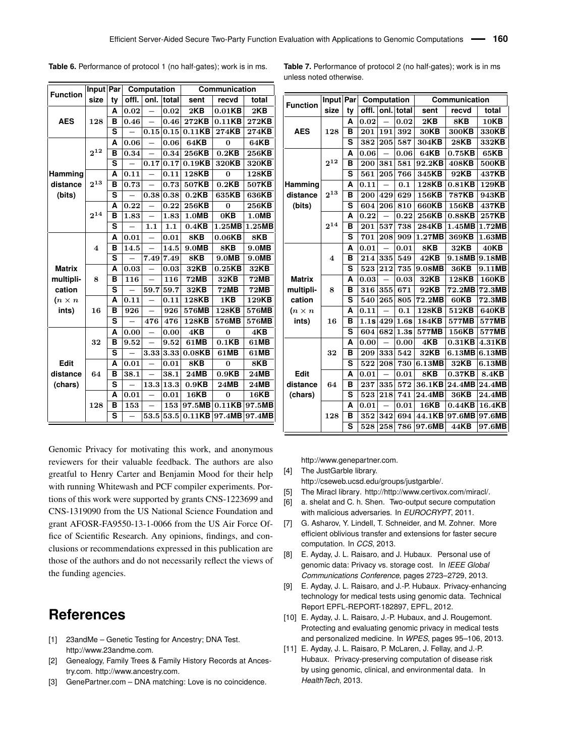**Table 6.** Performance of protocol 1 (no half-gates); work is in ms.

| Function | Input size | Party | Computation | | | Communication | | |
|---|---|---|---|---|---|---|---|---|
| | | | offl. | onl. | total | sent | recvd | total |
| AES | 128 | A | 0.02 | – | 0.02 | 2KB | 0.01KB | 2KB |
| | | B | 0.46 | – | 0.46 | 272KB | 0.11KB | 272KB |
| | | S | – | 0.15 | 0.15 | 0.11KB | 274KB | 274KB |
| Hamming distance (bits) | $2^{12}$ | A | 0.06 | – | 0.06 | 64KB | 0 | 64KB |
| | | B | 0.34 | – | 0.34 | 256KB | 0.2KB | 256KB |
| | | S | – | 0.17 | 0.17 | 0.19KB | 320KB | 320KB |
| | $2^{13}$ | A | 0.11 | – | 0.11 | 128KB | 0 | 128KB |
| | | B | 0.73 | – | 0.73 | 507KB | 0.2KB | 507KB |
| | | S | – | 0.38 | 0.38 | 0.2KB | 635KB | 636KB |
| | $2^{14}$ | A | 0.22 | – | 0.22 | 256KB | 0 | 256KB |
| | | B | 1.83 | – | 1.83 | 1.0MB | 0KB | 1.0MB |
| | | S | – | 1.1 | 1.1 | 0.4KB | 1.25MB | 1.25MB |
| Matrix multiplication ($n \times n$ ints) | 4 | A | 0.01 | – | 0.01 | 8KB | 0.06KB | 8KB |
| | | B | 14.5 | – | 14.5 | 9.0MB | 8KB | 9.0MB |
| | | S | – | 7.49 | 7.49 | 8KB | 9.0MB | 9.0MB |
| | 8 | A | 0.03 | – | 0.03 | 32KB | 0.25KB | 32KB |
| | | B | 116 | – | 116 | 72MB | 32KB | 72MB |
| | | S | – | 59.7 | 59.7 | 32KB | 72MB | 72MB |
| | 16 | A | 0.11 | – | 0.11 | 128KB | 1KB | 129KB |
| | | B | 926 | – | 926 | 576MB | 128KB | 576MB |
| | | S | – | 476 | 476 | 128KB | 576MB | 576MB |
| Edit distance (chars) | 32 | A | 0.00 | – | 0.00 | 4KB | 0 | 4KB |
| | | B | 9.52 | – | 9.52 | 61MB | 0.1KB | 61MB |
| | | S | – | 3.33 | 3.33 | 0.08KB | 61MB | 61MB |
| | 64 | A | 0.01 | – | 0.01 | 8KB | 0 | 8KB |
| | | B | 38.1 | – | 38.1 | 24MB | 0.9KB | 24MB |
| | | S | – | 13.3 | 13.3 | 0.9KB | 24MB | 24MB |
| | 128 | A | 0.01 | – | 0.01 | 16KB | 0 | 16KB |
| | | B | 153 | – | 153 | 97.5MB | 0.11KB | 97.5MB |
| | | S | – | 53.5 | 53.5 | 0.11KB | 97.4MB | 97.4MB |

**Table 7.** Performance of protocol 2 (no half-gates); work is in ms unless noted otherwise.

| Function | Input size | Party | Computation | | | Communication | | |
|---|---|---|---|---|---|---|---|---|
| | | | offl. | onl. | total | sent | recvd | total |
| AES | 128 | A | 0.02 | – | 0.02 | 2KB | 8KB | 10KB |
| | | B | 201 | 191 | 392 | 30KB | 300KB | 330KB |
| | | S | 382 | 205 | 587 | 304KB | 28KB | 332KB |
| Hamming distance (bits) | $2^{12}$ | A | 0.06 | – | 0.06 | 64KB | 0.75KB | 65KB |
| | | B | 200 | 381 | 581 | 92.2KB | 408KB | 500KB |
| | | S | 561 | 205 | 766 | 345KB | 92KB | 437KB |
| | $2^{13}$ | A | 0.11 | – | 0.1 | 128KB | 0.81KB | 129KB |
| | | B | 200 | 429 | 629 | 156KB | 787KB | 943KB |
| | | S | 604 | 206 | 810 | 660KB | 156KB | 437KB |
| | $2^{14}$ | A | 0.22 | – | 0.22 | 256KB | 0.88KB | 257KB |
| | | B | 201 | 537 | 738 | 284KB | 1.45MB | 1.72MB |
| | | S | 701 | 208 | 909 | 1.27MB | 369KB | 1.63MB |
| Matrix multiplication ($n \times n$ ints) | 4 | A | 0.01 | – | 0.01 | 8KB | 32KB | 40KB |
| | | B | 214 | 335 | 549 | 42KB | 9.18MB | 9.18MB |
| | | S | 523 | 212 | 735 | 9.08MB | 36KB | 9.11MB |
| | 8 | A | 0.03 | – | 0.03 | 32KB | 128KB | 160KB |
| | | B | 316 | 355 | 671 | 92KB | 72.2MB | 72.3MB |
| | | S | 540 | 265 | 805 | 72.2MB | 60KB | 72.3MB |
| | 16 | A | 0.11 | – | 0.1 | 128KB | 512KB | 640KB |
| | | B | 1.1s | 429 | 1.6s | 184KB | 577MB | 577MB |
| | | S | 604 | 682 | 1.3s | 577MB | 156KB | 577MB |
| Edit distance (chars) | 32 | A | 0.00 | – | 0.00 | 4KB | 0.31KB | 4.31KB |
| | | B | 209 | 333 | 542 | 32KB | 6.13MB | 6.13MB |
| | | S | 522 | 208 | 730 | 6.13MB | 32KB | 6.13MB |
| | 64 | A | 0.01 | – | 0.01 | 8KB | 0.37KB | 8.4KB |
| | | B | 237 | 335 | 572 | 36.1KB | 24.4MB | 24.4MB |
| | | S | 523 | 218 | 741 | 24.4MB | 36KB | 24.4MB |
| | 128 | A | 0.01 | – | 0.01 | 16KB | 0.44KB | 16.4KB |
| | | B | 352 | 342 | 694 | 44.1KB | 97.6MB | 97.6MB |
| | | S | 528 | 258 | 786 | 97.6MB | 44KB | 97.6MB |

Genomic Privacy for motivating this work, and anonymous reviewers for their valuable feedback. The authors are also greatful to Henry Carter and Benjamin Mood for their help with running Whitewash and PCF compiler experiments. Portions of this work were supported by grants CNS-1223699 and CNS-1319090 from the US National Science Foundation and grant AFOSR-FA9550-13-1-0066 from the US Air Force Office of Scientific Research. Any opinions, findings, and conclusions or recommendations expressed in this publication are those of the authors and do not necessarily reflect the views of the funding agencies.

# References

[1] 23andMe – Genetic Testing for Ancestry; DNA Test. http://www.23andme.com.

[2] Genealogy, Family Trees & Family History Records at Ancestry.com. http://www.ancestry.com.

[3] GenePartner.com – DNA matching: Love is no coincidence. http://www.genepartner.com.

[4] The JustGarble library. http://cseweb.ucsd.edu/groups/justgarble/.

[5] The Miracl library. http://http://www.certivox.com/miracl/.

[6] a. shelat and C. h. Shen. Two-output secure computation with malicious adversaries. In *EUROCRYPT*, 2011.

[7] G. Asharov, Y. Lindell, T. Schneider, and M. Zohner. More efficient oblivious transfer and extensions for faster secure computation. In *CCS*, 2013.

[8] E. Ayday, J. L. Raisaro, and J. Hubaux. Personal use of genomic data: Privacy vs. storage cost. In *IEEE Global Communications Conference*, pages 2723–2729, 2013.

[9] E. Ayday, J. L. Raisaro, and J.-P. Hubaux. Privacy-enhancing technology for medical tests using genomic data. Technical Report EPFL-REPORT-182897, EPFL, 2012.

[10] E. Ayday, J. L. Raisaro, J.-P. Hubaux, and J. Rougemont. Protecting and evaluating genomic privacy in medical tests and personalized medicine. In *WPES*, pages 95–106, 2013.

[11] E. Ayday, J. L. Raisaro, P. McLaren, J. Fellay, and J.-P. Hubaux. Privacy-preserving computation of disease risk by using genomic, clinical, and environmental data. In *HealthTech*, 2013.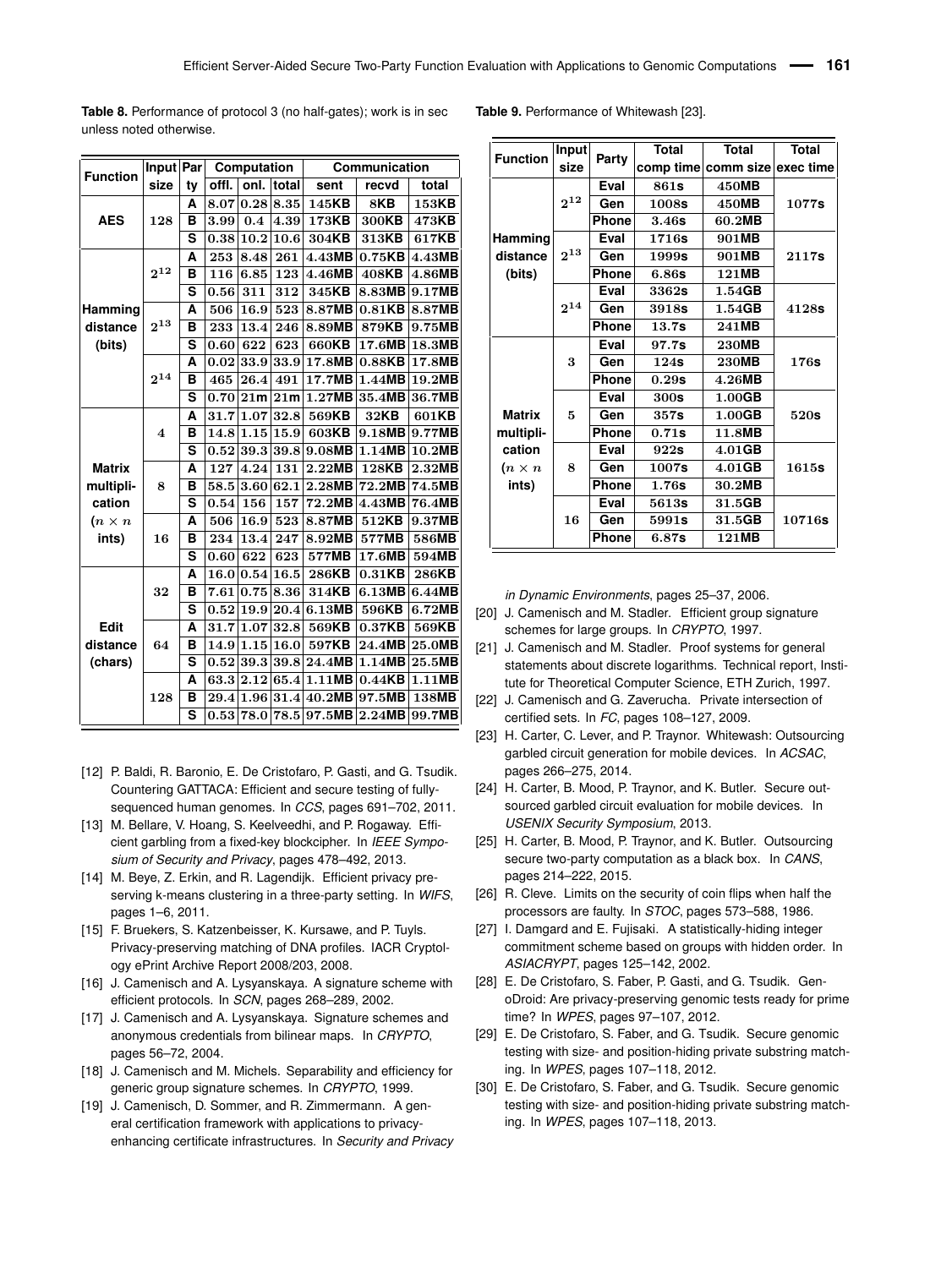**Table 8.** Performance of protocol 3 (no half-gates); work is in sec unless noted otherwise.

| Function | Input size | Party | Computation | | | Communication | | |
|---|---|---|---|---|---|---|---|---|
| | | | offl. | onl. | total | sent | recvd | total |
| AES | 128 | A | 8.07 | 0.28 | 8.35 | 145KB | 8KB | 153KB |
| | | B | 3.99 | 0.4 | 4.39 | 173KB | 300KB | 473KB |
| | | S | 0.38 | 10.2 | 10.6 | 304KB | 313KB | 617KB |
| Hamming distance (bits) | $2^{12}$ | A | 253 | 8.48 | 261 | 4.43MB | 0.75KB | 4.43MB |
| | | B | 116 | 6.85 | 123 | 4.46MB | 408KB | 4.86MB |
| | | S | 0.56 | 311 | 312 | 345KB | 8.83MB | 9.17MB |
| | $2^{13}$ | A | 506 | 16.9 | 523 | 8.87MB | 0.81KB | 8.87MB |
| | | B | 233 | 13.4 | 246 | 8.89MB | 879KB | 9.75MB |
| | | S | 0.60 | 622 | 623 | 660KB | 17.6MB | 18.3MB |
| | $2^{14}$ | A | 0.02 | 33.9 | 33.9 | 17.8MB | 0.88KB | 17.8MB |
| | | B | 465 | 26.4 | 491 | 17.7MB | 1.44MB | 19.2MB |
| | | S | 0.70 | 21m | 21m | 1.27MB | 35.4MB | 36.7MB |
| Matrix multiplication ($n \times n$ ints) | 4 | A | 31.7 | 1.07 | 32.8 | 569KB | 32KB | 601KB |
| | | B | 14.8 | 1.15 | 15.9 | 603KB | 9.18MB | 9.77MB |
| | | S | 0.52 | 39.3 | 39.8 | 9.08MB | 1.14MB | 10.2MB |
| | 8 | A | 127 | 4.24 | 131 | 2.22MB | 128KB | 2.32MB |
| | | B | 58.5 | 3.60 | 62.1 | 2.28MB | 72.2MB | 74.5MB |
| | | S | 0.54 | 156 | 157 | 72.2MB | 4.43MB | 76.4MB |
| | 16 | A | 506 | 16.9 | 523 | 8.87MB | 512KB | 9.37MB |
| | | B | 234 | 13.4 | 247 | 8.92MB | 577MB | 586MB |
| | | S | 0.60 | 622 | 623 | 577MB | 17.6MB | 594MB |
| Edit distance (chars) | 32 | A | 16.0 | 0.54 | 16.5 | 286KB | 0.31KB | 286KB |
| | | B | 7.61 | 0.75 | 8.36 | 314KB | 6.13MB | 6.44MB |
| | | S | 0.52 | 19.9 | 20.4 | 6.13MB | 596KB | 6.72MB |
| | 64 | A | 31.7 | 1.07 | 32.8 | 569KB | 0.37KB | 569KB |
| | | B | 14.9 | 1.15 | 16.0 | 597KB | 24.4MB | 25.0MB |
| | | S | 0.52 | 39.3 | 39.8 | 24.4MB | 1.14MB | 25.5MB |
| | 128 | A | 63.3 | 2.12 | 65.4 | 1.11MB | 0.44KB | 1.11MB |
| | | B | 29.4 | 1.96 | 31.4 | 40.2MB | 97.5MB | 138MB |
| | | S | 0.53 | 78.0 | 78.5 | 97.5MB | 2.24MB | 99.7MB |

**Table 9.** Performance of Whitewash [23].

| Function | Input size | Party | Total comp time | Total comm size | Total exec time |
|---|---|---|---|---|---|
| Hamming distance (bits) | $2^{12}$ | Eval | 861s | 450MB | 1077s |
| | | Gen | 1008s | 450MB | |
| | | Phone | 3.46s | 60.2MB | |
| | $2^{13}$ | Eval | 1716s | 901MB | 2117s |
| | | Gen | 1999s | 901MB | |
| | | Phone | 6.86s | 121MB | |
| | $2^{14}$ | Eval | 3362s | 1.54GB | 4128s |
| | | Gen | 3918s | 1.54GB | |
| | | Phone | 13.7s | 241MB | |
| Matrix multiplication ($n \times n$ ints) | 3 | Eval | 97.7s | 230MB | 176s |
| | | Gen | 124s | 230MB | |
| | | Phone | 0.29s | 4.26MB | |
| | 5 | Eval | 300s | 1.00GB | 520s |
| | | Gen | 357s | 1.00GB | |
| | | Phone | 0.71s | 11.8MB | |
| | 8 | Eval | 922s | 4.01GB | 1615s |
| | | Gen | 1007s | 4.01GB | |
| | | Phone | 1.76s | 30.2MB | |
| | 16 | Eval | 5613s | 31.5GB | 10716s |
| | | Gen | 5991s | 31.5GB | |
| | | Phone | 6.87s | 121MB | |

[12] P. Baldi, R. Baronio, E. De Cristofaro, P. Gasti, and G. Tsudik. Countering GATTACA: Efficient and secure testing of fully-sequenced human genomes. In *CCS*, pages 691–702, 2011.

[13] M. Bellare, V. Hoang, S. Keelveedhi, and P. Rogaway. Efficient garbling from a fixed-key blockcipher. In *IEEE Symposium of Security and Privacy*, pages 478–492, 2013.

[14] M. Beye, Z. Erkin, and R. Lagendijk. Efficient privacy preserving k-means clustering in a three-party setting. In *WIFS*, pages 1–6, 2011.

[15] F. Bruekers, S. Katzenbeisser, K. Kursawe, and P. Tuyls. Privacy-preserving matching of DNA profiles. IACR Cryptology ePrint Archive Report 2008/203, 2008.

[16] J. Camenisch and A. Lysyanskaya. A signature scheme with efficient protocols. In *SCN*, pages 268–289, 2002.

[17] J. Camenisch and A. Lysyanskaya. Signature schemes and anonymous credentials from bilinear maps. In *CRYPTO*, pages 56–72, 2004.

[18] J. Camenisch and M. Michels. Separability and efficiency for generic group signature schemes. In *CRYPTO*, 1999.

[19] J. Camenisch, D. Sommer, and R. Zimmermann. A general certification framework with applications to privacy-enhancing certificate infrastructures. In *Security and Privacy in Dynamic Environments*, pages 25–37, 2006.

[20] J. Camenisch and M. Stadler. Efficient group signature schemes for large groups. In *CRYPTO*, 1997.

[21] J. Camenisch and M. Stadler. Proof systems for general statements about discrete logarithms. Technical report, Institute for Theoretical Computer Science, ETH Zurich, 1997.

[22] J. Camenisch and G. Zaverucha. Private intersection of certified sets. In *FC*, pages 108–127, 2009.

[23] H. Carter, C. Lever, and P. Traynor. Whitewash: Outsourcing garbled circuit generation for mobile devices. In *ACSAC*, pages 266–275, 2014.

[24] H. Carter, B. Mood, P. Traynor, and K. Butler. Secure outsourced garbled circuit evaluation for mobile devices. In *USENIX Security Symposium*, 2013.

[25] H. Carter, B. Mood, P. Traynor, and K. Butler. Outsourcing secure two-party computation as a black box. In *CANS*, pages 214–222, 2015.

[26] R. Cleve. Limits on the security of coin flips when half the processors are faulty. In *STOC*, pages 573–588, 1986.

[27] I. Damgard and E. Fujisaki. A statistically-hiding integer commitment scheme based on groups with hidden order. In *ASIACRYPT*, pages 125–142, 2002.

[28] E. De Cristofaro, S. Faber, P. Gasti, and G. Tsudik. GenoDroid: Are privacy-preserving genomic tests ready for prime time? In *WPES*, pages 97–107, 2012.

[29] E. De Cristofaro, S. Faber, and G. Tsudik. Secure genomic testing with size- and position-hiding private substring matching. In *WPES*, pages 107–118, 2012.

[30] E. De Cristofaro, S. Faber, and G. Tsudik. Secure genomic testing with size- and position-hiding private substring matching. In *WPES*, pages 107–118, 2013.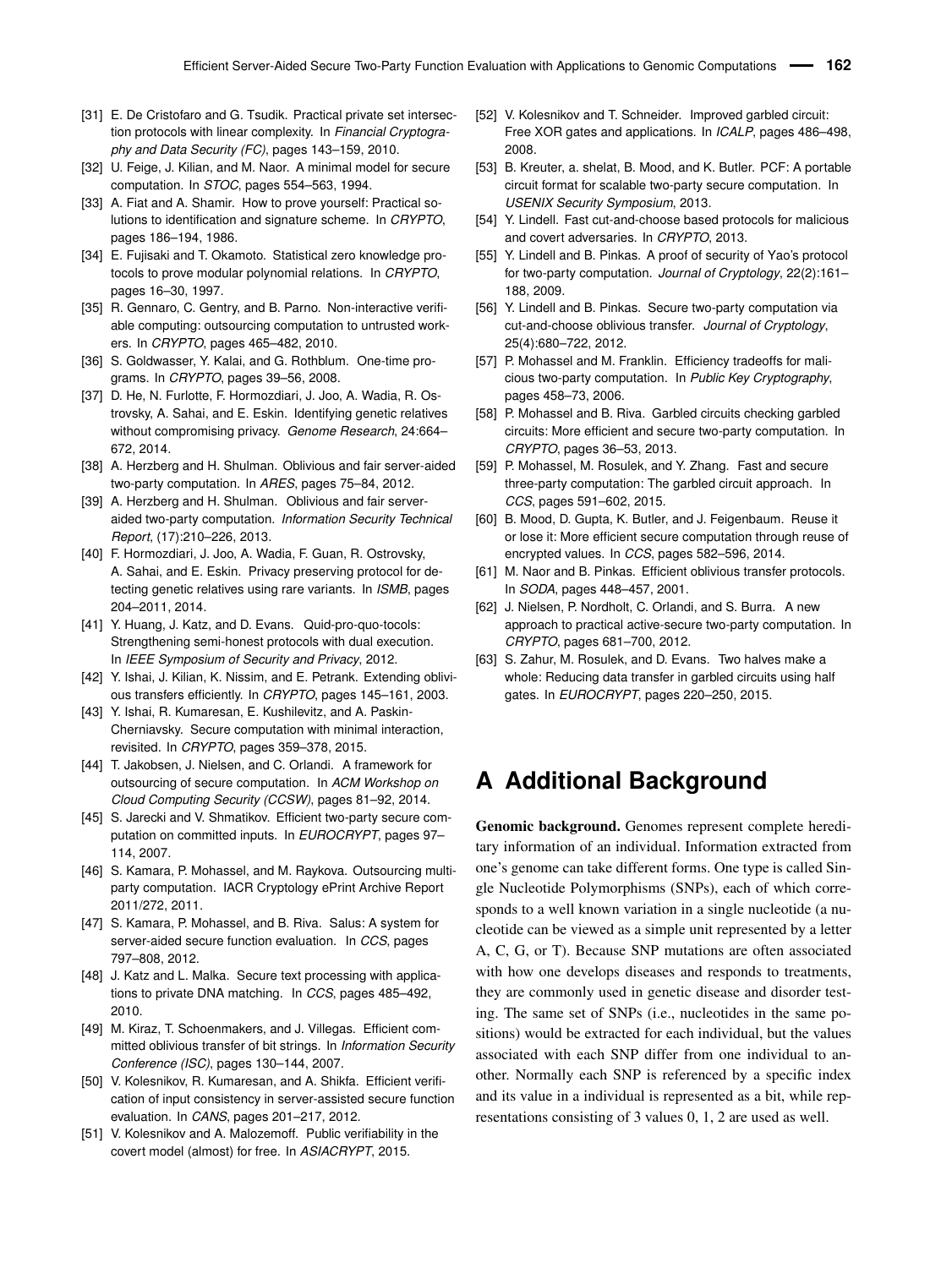[31] E. De Cristofaro and G. Tsudik. Practical private set intersection protocols with linear complexity. In *Financial Cryptography and Data Security (FC)*, pages 143–159, 2010.

[32] U. Feige, J. Kilian, and M. Naor. A minimal model for secure computation. In *STOC*, pages 554–563, 1994.

[33] A. Fiat and A. Shamir. How to prove yourself: Practical solutions to identification and signature scheme. In *CRYPTO*, pages 186–194, 1986.

[34] E. Fujisaki and T. Okamoto. Statistical zero knowledge protocols to prove modular polynomial relations. In *CRYPTO*, pages 16–30, 1997.

[35] R. Gennaro, C. Gentry, and B. Parno. Non-interactive verifiable computing: outsourcing computation to untrusted workers. In *CRYPTO*, pages 465–482, 2010.

[36] S. Goldwasser, Y. Kalai, and G. Rothblum. One-time programs. In *CRYPTO*, pages 39–56, 2008.

[37] D. He, N. Furlotte, F. Hormozdiari, J. Joo, A. Wadia, R. Ostrovsky, A. Sahai, and E. Eskin. Identifying genetic relatives without compromising privacy. *Genome Research*, 24:664–672, 2014.

[38] A. Herzberg and H. Shulman. Oblivious and fair server-aided two-party computation. In *ARES*, pages 75–84, 2012.

[39] A. Herzberg and H. Shulman. Oblivious and fair server-aided two-party computation. *Information Security Technical Report*, (17):210–226, 2013.

[40] F. Hormozdiari, J. Joo, A. Wadia, F. Guan, R. Ostrovsky, A. Sahai, and E. Eskin. Privacy preserving protocol for detecting genetic relatives using rare variants. In *ISMB*, pages 204–2011, 2014.

[41] Y. Huang, J. Katz, and D. Evans. Quid-pro-quo-tocols: Strengthening semi-honest protocols with dual execution. In *IEEE Symposium of Security and Privacy*, 2012.

[42] Y. Ishai, J. Kilian, K. Nissim, and E. Petrank. Extending oblivious transfers efficiently. In *CRYPTO*, pages 145–161, 2003.

[43] Y. Ishai, R. Kumaresan, E. Kushilevitz, and A. Paskin-Cherniavsky. Secure computation with minimal interaction, revisited. In *CRYPTO*, pages 359–378, 2015.

[44] T. Jakobsen, J. Nielsen, and C. Orlandi. A framework for outsourcing of secure computation. In *ACM Workshop on Cloud Computing Security (CCSW)*, pages 81–92, 2014.

[45] S. Jarecki and V. Shmatikov. Efficient two-party secure computation on committed inputs. In *EUROCRYPT*, pages 97–114, 2007.

[46] S. Kamara, P. Mohassel, and M. Raykova. Outsourcing multi-party computation. IACR Cryptology ePrint Archive Report 2011/272, 2011.

[47] S. Kamara, P. Mohassel, and B. Riva. Salus: A system for server-aided secure function evaluation. In *CCS*, pages 797–808, 2012.

[48] J. Katz and L. Malka. Secure text processing with applications to private DNA matching. In *CCS*, pages 485–492, 2010.

[49] M. Kiraz, T. Schoenmakers, and J. Villegas. Efficient committed oblivious transfer of bit strings. In *Information Security Conference (ISC)*, pages 130–144, 2007.

[50] V. Kolesnikov, R. Kumaresan, and A. Shikfa. Efficient verification of input consistency in server-assisted secure function evaluation. In *CANS*, pages 201–217, 2012.

[51] V. Kolesnikov and A. Malozemoff. Public verifiability in the covert model (almost) for free. In *ASIACRYPT*, 2015.

[52] V. Kolesnikov and T. Schneider. Improved garbled circuit: Free XOR gates and applications. In *ICALP*, pages 486–498, 2008.

[53] B. Kreuter, a. shelat, B. Mood, and K. Butler. PCF: A portable circuit format for scalable two-party secure computation. In *USENIX Security Symposium*, 2013.

[54] Y. Lindell. Fast cut-and-choose based protocols for malicious and covert adversaries. In *CRYPTO*, 2013.

[55] Y. Lindell and B. Pinkas. A proof of security of Yao's protocol for two-party computation. *Journal of Cryptology*, 22(2):161–188, 2009.

[56] Y. Lindell and B. Pinkas. Secure two-party computation via cut-and-choose oblivious transfer. *Journal of Cryptology*, 25(4):680–722, 2012.

[57] P. Mohassel and M. Franklin. Efficiency tradeoffs for malicious two-party computation. In *Public Key Cryptography*, pages 458–73, 2006.

[58] P. Mohassel and B. Riva. Garbled circuits checking garbled circuits: More efficient and secure two-party computation. In *CRYPTO*, pages 36–53, 2013.

[59] P. Mohassel, M. Rosulek, and Y. Zhang. Fast and secure three-party computation: The garbled circuit approach. In *CCS*, pages 591–602, 2015.

[60] B. Mood, D. Gupta, K. Butler, and J. Feigenbaum. Reuse it or lose it: More efficient secure computation through reuse of encrypted values. In *CCS*, pages 582–596, 2014.

[61] M. Naor and B. Pinkas. Efficient oblivious transfer protocols. In *SODA*, pages 448–457, 2001.

[62] J. Nielsen, P. Nordholt, C. Orlandi, and S. Burra. A new approach to practical active-secure two-party computation. In *CRYPTO*, pages 681–700, 2012.

[63] S. Zahur, M. Rosulek, and D. Evans. Two halves make a whole: Reducing data transfer in garbled circuits using half gates. In *EUROCRYPT*, pages 220–250, 2015.

# A Additional Background

**Genomic background.** Genomes represent complete hereditary information of an individual. Information extracted from one's genome can take different forms. One type is called Single Nucleotide Polymorphisms (SNPs), each of which corresponds to a well known variation in a single nucleotide (a nucleotide can be viewed as a simple unit represented by a letter A, C, G, or T). Because SNP mutations are often associated with how one develops diseases and responds to treatments, they are commonly used in genetic disease and disorder testing. The same set of SNPs (i.e., nucleotides in the same positions) would be extracted for each individual, but the values associated with each SNP differ from one individual to another. Normally each SNP is referenced by a specific index and its value in a individual is represented as a bit, while representations consisting of 3 values 0, 1, 2 are used as well.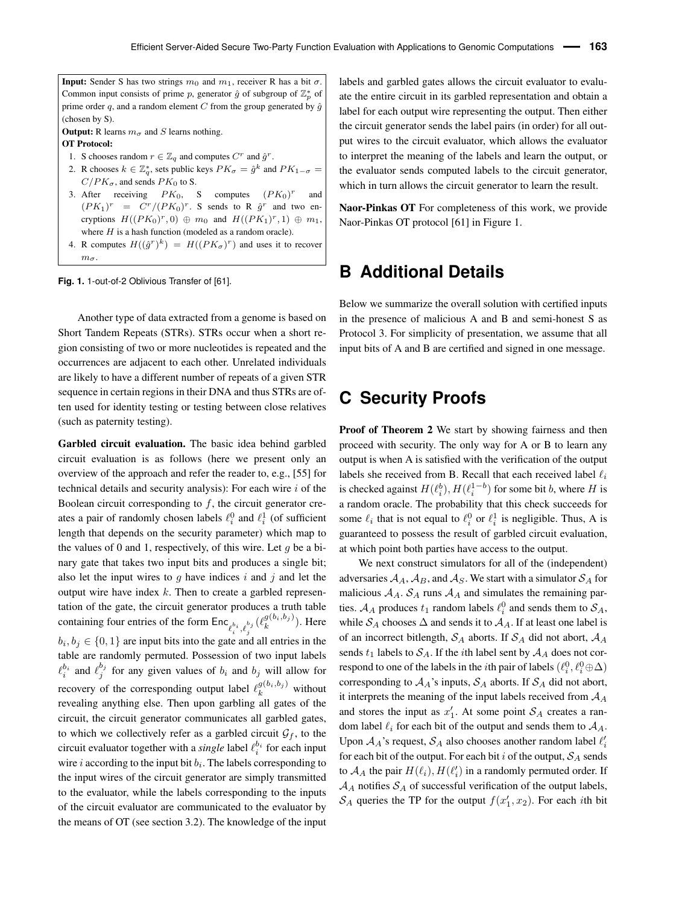**Input:** Sender S has two strings $m_0$ and $m_1$, receiver R has a bit $\sigma$. Common input consists of prime $p$, generator $\hat{g}$ of subgroup of $\mathbb{Z}_p^*$ of prime order $q$, and a random element $C$ from the group generated by $\hat{g}$ (chosen by S).

**Output:** R learns $m_\sigma$ and $S$ learns nothing.

**OT Protocol:**

1. S chooses random $r \in \mathbb{Z}_q$ and computes $C^r$ and $\hat{g}^r$.
2. R chooses $k \in \mathbb{Z}_q^*$, sets public keys $PK_\sigma = \hat{g}^k$ and $PK_{1-\sigma} = C/PK_\sigma$, and sends $PK_0$ to S.
3. After receiving $PK_0$, S computes $(PK_0)^r$ and $(PK_1)^r = C^r/(PK_0)^r$. S sends to R $\hat{g}^r$ and two encryptions $H((PK_0)^r, 0) \oplus m_0$ and $H((PK_1)^r, 1) \oplus m_1$, where $H$ is a hash function (modeled as a random oracle).
4. R computes $H((\hat{g}^r)^k) = H((PK_\sigma)^r)$ and uses it to recover $m_\sigma$.

**Fig. 1.** 1-out-of-2 Oblivious Transfer of [61].

Another type of data extracted from a genome is based on Short Tandem Repeats (STRs). STRs occur when a short region consisting of two or more nucleotides is repeated and the occurrences are adjacent to each other. Unrelated individuals are likely to have a different number of repeats of a given STR sequence in certain regions in their DNA and thus STRs are often used for identity testing or testing between close relatives (such as paternity testing).

**Garbled circuit evaluation.** The basic idea behind garbled circuit evaluation is as follows (here we present only an overview of the approach and refer the reader to, e.g., [55] for technical details and security analysis): For each wire $i$ of the Boolean circuit corresponding to $f$, the circuit generator creates a pair of randomly chosen labels $\ell_i^0$ and $\ell_i^1$ (of sufficient length that depends on the security parameter) which map to the values of 0 and 1, respectively, of this wire. Let $g$ be a binary gate that takes two input bits and produces a single bit; also let the input wires to $g$ have indices $i$ and $j$ and let the output wire have index $k$. Then to create a garbled representation of the gate, the circuit generator produces a truth table containing four entries of the form $\mathsf{Enc}_{\ell_i^{b_i}, \ell_j^{b_j}}(\ell_k^{g(b_i,b_j)})$. Here $b_i, b_j \in \{0, 1\}$ are input bits into the gate and all entries in the table are randomly permuted. Possession of two input labels $\ell_i^{b_i}$ and $\ell_j^{b_j}$ for any given values of $b_i$ and $b_j$ will allow for recovery of the corresponding output label $\ell_k^{g(b_i,b_j)}$ without revealing anything else. Then upon garbling all gates of the circuit, the circuit generator communicates all garbled gates, to which we collectively refer as a garbled circuit $\mathcal{G}_f$, to the circuit evaluator together with a *single* label $\ell_i^{b_i}$ for each input wire $i$ according to the input bit $b_i$. The labels corresponding to the input wires of the circuit generator are simply transmitted to the evaluator, while the labels corresponding to the inputs of the circuit evaluator are communicated to the evaluator by the means of OT (see section 3.2). The knowledge of the input labels and garbled gates allows the circuit evaluator to evaluate the entire circuit in its garbled representation and obtain a label for each output wire representing the output. Then either the circuit generator sends the label pairs (in order) for all output wires to the circuit evaluator, which allows the evaluator to interpret the meaning of the labels and learn the output, or the evaluator sends computed labels to the circuit generator, which in turn allows the circuit generator to learn the result.

**Naor-Pinkas OT** For completeness of this work, we provide Naor-Pinkas OT protocol [61] in Figure 1.

# B Additional Details

Below we summarize the overall solution with certified inputs in the presence of malicious A and B and semi-honest S as Protocol 3. For simplicity of presentation, we assume that all input bits of A and B are certified and signed in one message.

# C Security Proofs

**Proof of Theorem 2** We start by showing fairness and then proceed with security. The only way for A or B to learn any output is when A is satisfied with the verification of the output labels she received from B. Recall that each received label $\ell_i$ is checked against $H(\ell_i^b), H(\ell_i^{1-b})$ for some bit $b$, where $H$ is a random oracle. The probability that this check succeeds for some $\ell_i$ that is not equal to $\ell_i^0$ or $\ell_i^1$ is negligible. Thus, A is guaranteed to possess the result of garbled circuit evaluation, at which point both parties have access to the output.

We next construct simulators for all of the (independent) adversaries $\mathcal{A}_A$, $\mathcal{A}_B$, and $\mathcal{A}_S$. We start with a simulator $\mathcal{S}_A$ for malicious $\mathcal{A}_A$. $\mathcal{S}_A$ runs $\mathcal{A}_A$ and simulates the remaining parties. $\mathcal{A}_A$ produces $t_1$ random labels $\ell_i^0$ and sends them to $\mathcal{S}_A$, while $\mathcal{S}_A$ chooses $\Delta$ and sends it to $\mathcal{A}_A$. If at least one label is of an incorrect bitlength, $\mathcal{S}_A$ aborts. If $\mathcal{S}_A$ did not abort, $\mathcal{A}_A$ sends $t_1$ labels to $\mathcal{S}_A$. If the $i$th label sent by $\mathcal{A}_A$ does not correspond to one of the labels in the $i$th pair of labels $(\ell_i^0, \ell_i^0 \oplus \Delta)$ corresponding to $\mathcal{A}_A$'s inputs, $\mathcal{S}_A$ aborts. If $\mathcal{S}_A$ did not abort, it interprets the meaning of the input labels received from $\mathcal{A}_A$ and stores the input as $x_1'$. At some point $\mathcal{S}_A$ creates a random label $\ell_i$ for each bit of the output and sends them to $\mathcal{A}_A$. Upon $\mathcal{A}_A$'s request, $\mathcal{S}_A$ also chooses another random label $\ell_i'$ for each bit of the output. For each bit $i$ of the output, $\mathcal{S}_A$ sends to $\mathcal{A}_A$ the pair $H(\ell_i), H(\ell_i')$ in a randomly permuted order. If $\mathcal{A}_A$ notifies $\mathcal{S}_A$ of successful verification of the output labels, $\mathcal{S}_A$ queries the TP for the output $f(x_1', x_2)$. For each $i$th bit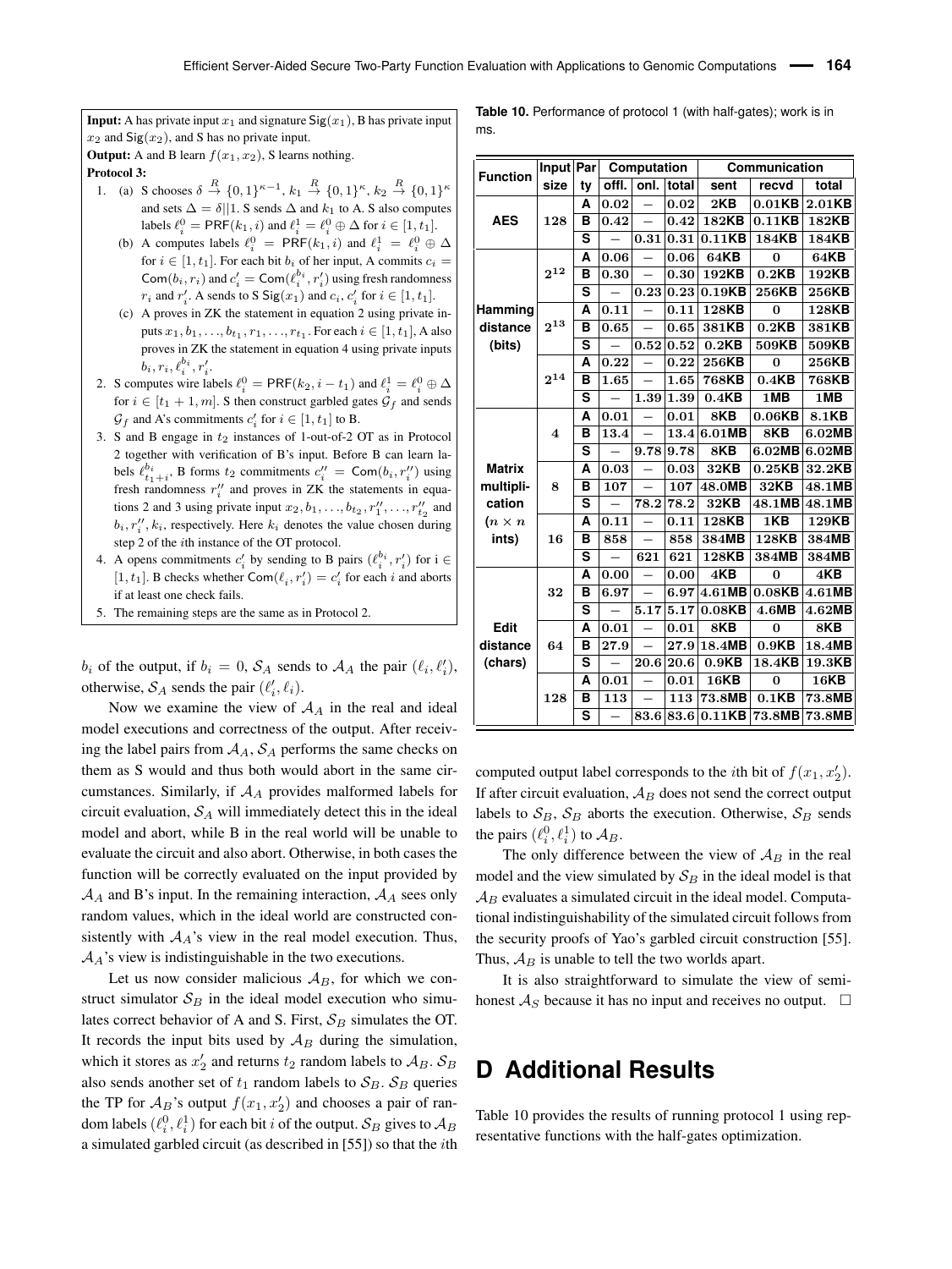**Input:** A has private input $x_1$ and signature $\mathsf{Sig}(x_1)$, B has private input $x_2$ and $\mathsf{Sig}(x_2)$, and S has no private input.

**Output:** A and B learn $f(x_1, x_2)$, S learns nothing.

**Protocol 3:**

1. (a) S chooses $\delta \overset{R}{\to} \{0,1\}^{\kappa-1}$, $k_1 \overset{R}{\to} \{0,1\}^{\kappa}$, $k_2 \overset{R}{\to} \{0,1\}^{\kappa}$ and sets $\Delta = \delta||1$. S sends $\Delta$ and $k_1$ to A. S also computes labels $\ell_i^0 = \mathsf{PRF}(k_1, i)$ and $\ell_i^1 = \ell_i^0 \oplus \Delta$ for $i \in [1, t_1]$.
   (b) A computes labels $\ell_i^0 = \mathsf{PRF}(k_1, i)$ and $\ell_i^1 = \ell_i^0 \oplus \Delta$ for $i \in [1, t_1]$. For each bit $b_i$ of her input, A commits $c_i = \mathsf{Com}(b_i, r_i)$ and $c_i' = \mathsf{Com}(\ell_i^{b_i}, r_i')$ using fresh randomness $r_i$ and $r_i'$. A sends to S $\mathsf{Sig}(x_1)$ and $c_i$, $c_i'$ for $i \in [1, t_1]$.
   (c) A proves in ZK the statement in equation 2 using private inputs $x_1, b_1, \ldots, b_{t_1}, r_1, \ldots, r_{t_1}$. For each $i \in [1, t_1]$, A also proves in ZK the statement in equation 4 using private inputs $b_i, r_i, \ell_i^{b_i}, r_i'$.
2. S computes wire labels $\ell_i^0 = \mathsf{PRF}(k_2, i - t_1)$ and $\ell_i^1 = \ell_i^0 \oplus \Delta$ for $i \in [t_1 + 1, m]$. S then construct garbled gates $\mathcal{G}_f$ and sends $\mathcal{G}_f$ and A's commitments $c_i'$ for $i \in [1, t_1]$ to B.
3. S and B engage in $t_2$ instances of 1-out-of-2 OT as in Protocol 2 together with verification of B's input. Before B can learn labels $\ell_{t_1+i}^{b_i}$, B forms $t_2$ commitments $c_i'' = \mathsf{Com}(b_i, r_i'')$ using fresh randomness $r_i''$ and proves in ZK the statements in equations 2 and 3 using private input $x_2, b_1, \ldots, b_{t_2}, r_1'', \ldots, r_{t_2}''$ and $b_i, r_i'', k_i$, respectively. Here $k_i$ denotes the value chosen during step 2 of the $i$th instance of the OT protocol.
4. A opens commitments $c_i'$ by sending to B pairs $(\ell_i^{b_i}, r_i')$ for $i \in [1, t_1]$. B checks whether $\mathsf{Com}(\ell_i, r_i') = c_i'$ for each $i$ and aborts if at least one check fails.
5. The remaining steps are the same as in Protocol 2.

$b_i$ of the output, if $b_i = 0$, $\mathcal{S}_A$ sends to $\mathcal{A}_A$ the pair $(\ell_i, \ell_i')$, otherwise, $\mathcal{S}_A$ sends the pair $(\ell_i', \ell_i)$.

Now we examine the view of $\mathcal{A}_A$ in the real and ideal model executions and correctness of the output. After receiving the label pairs from $\mathcal{A}_A$, $\mathcal{S}_A$ performs the same checks on them as S would and thus both would abort in the same circumstances. Similarly, if $\mathcal{A}_A$ provides malformed labels for circuit evaluation, $\mathcal{S}_A$ will immediately detect this in the ideal model and abort, while B in the real world will be unable to evaluate the circuit and also abort. Otherwise, in both cases the function will be correctly evaluated on the input provided by $\mathcal{A}_A$ and B's input. In the remaining interaction, $\mathcal{A}_A$ sees only random values, which in the ideal world are constructed consistently with $\mathcal{A}_A$'s view in the real model execution. Thus, $\mathcal{A}_A$'s view is indistinguishable in the two executions.

Let us now consider malicious $\mathcal{A}_B$, for which we construct simulator $\mathcal{S}_B$ in the ideal model execution who simulates correct behavior of A and S. First, $\mathcal{S}_B$ simulates the OT. It records the input bits used by $\mathcal{A}_B$ during the simulation, which it stores as $x_2'$ and returns $t_2$ random labels to $\mathcal{A}_B$. $\mathcal{S}_B$ also sends another set of $t_1$ random labels to $\mathcal{S}_B$. $\mathcal{S}_B$ queries the TP for $\mathcal{A}_B$'s output $f(x_1, x_2')$ and chooses a pair of random labels $(\ell_i^0, \ell_i^1)$ for each bit $i$ of the output. $\mathcal{S}_B$ gives to $\mathcal{A}_B$ a simulated garbled circuit (as described in [55]) so that the $i$th computed output label corresponds to the $i$th bit of $f(x_1, x_2')$. If after circuit evaluation, $\mathcal{A}_B$ does not send the correct output labels to $\mathcal{S}_B$, $\mathcal{S}_B$ aborts the execution. Otherwise, $\mathcal{S}_B$ sends the pairs $(\ell_i^0, \ell_i^1)$ to $\mathcal{A}_B$.

The only difference between the view of $\mathcal{A}_B$ in the real model and the view simulated by $\mathcal{S}_B$ in the ideal model is that $\mathcal{A}_B$ evaluates a simulated circuit in the ideal model. Computational indistinguishability of the simulated circuit follows from the security proofs of Yao's garbled circuit construction [55]. Thus, $\mathcal{A}_B$ is unable to tell the two worlds apart.

It is also straightforward to simulate the view of semi-honest $\mathcal{A}_S$ because it has no input and receives no output. $\square$

# D Additional Results

Table 10 provides the results of running protocol 1 using representative functions with the half-gates optimization.

**Table 10.** Performance of protocol 1 (with half-gates); work is in ms.

| Function | Input size | Party | Computation | | | Communication | | |
|---|---|---|---|---|---|---|---|---|
| | | | offl. | onl. | total | sent | recvd | total |
| AES | 128 | A | 0.02 | – | 0.02 | 2KB | 0.01KB | 2.01KB |
| | | B | 0.42 | – | 0.42 | 182KB | 0.11KB | 182KB |
| | | S | – | 0.31 | 0.31 | 0.11KB | 184KB | 184KB |
| Hamming distance (bits) | $2^{12}$ | A | 0.06 | – | 0.06 | 64KB | 0 | 64KB |
| | | B | 0.30 | – | 0.30 | 192KB | 0.2KB | 192KB |
| | | S | – | 0.23 | 0.23 | 0.19KB | 256KB | 256KB |
| | $2^{13}$ | A | 0.11 | – | 0.11 | 128KB | 0 | 128KB |
| | | B | 0.65 | – | 0.65 | 381KB | 0.2KB | 381KB |
| | | S | – | 0.52 | 0.52 | 0.2KB | 509KB | 509KB |
| | $2^{14}$ | A | 0.22 | – | 0.22 | 256KB | 0 | 256KB |
| | | B | 1.65 | – | 1.65 | 768KB | 0.4KB | 768KB |
| | | S | – | 1.39 | 1.39 | 0.4KB | 1MB | 1MB |
| Matrix multiplication ($n \times n$ ints) | 4 | A | 0.01 | – | 0.01 | 8KB | 0.06KB | 8.1KB |
| | | B | 13.4 | – | 13.4 | 6.01MB | 8KB | 6.02MB |
| | | S | – | 9.78 | 9.78 | 8KB | 6.02MB | 6.02MB |
| | 8 | A | 0.03 | – | 0.03 | 32KB | 0.25KB | 32.2KB |
| | | B | 107 | – | 107 | 48.0MB | 32KB | 48.1MB |
| | | S | – | 78.2 | 78.2 | 32KB | 48.1MB | 48.1MB |
| | 16 | A | 0.11 | – | 0.11 | 128KB | 1KB | 129KB |
| | | B | 858 | – | 858 | 384MB | 128KB | 384MB |
| | | S | – | 621 | 621 | 128KB | 384MB | 384MB |
| Edit distance (chars) | 32 | A | 0.00 | – | 0.00 | 4KB | 0 | 4KB |
| | | B | 6.97 | – | 6.97 | 4.61MB | 0.08KB | 4.61MB |
| | | S | – | 5.17 | 5.17 | 0.08KB | 4.6MB | 4.62MB |
| | 64 | A | 0.01 | – | 0.01 | 8KB | 0 | 8KB |
| | | B | 27.9 | – | 27.9 | 18.4MB | 0.9KB | 18.4MB |
| | | S | – | 20.6 | 20.6 | 0.9KB | 18.4KB | 19.3KB |
| | 128 | A | 0.01 | – | 0.01 | 16KB | 0 | 16KB |
| | | B | 113 | – | 113 | 73.8MB | 0.1KB | 73.8MB |
| | | S | – | 83.6 | 83.6 | 0.11KB | 73.8MB | 73.8MB |